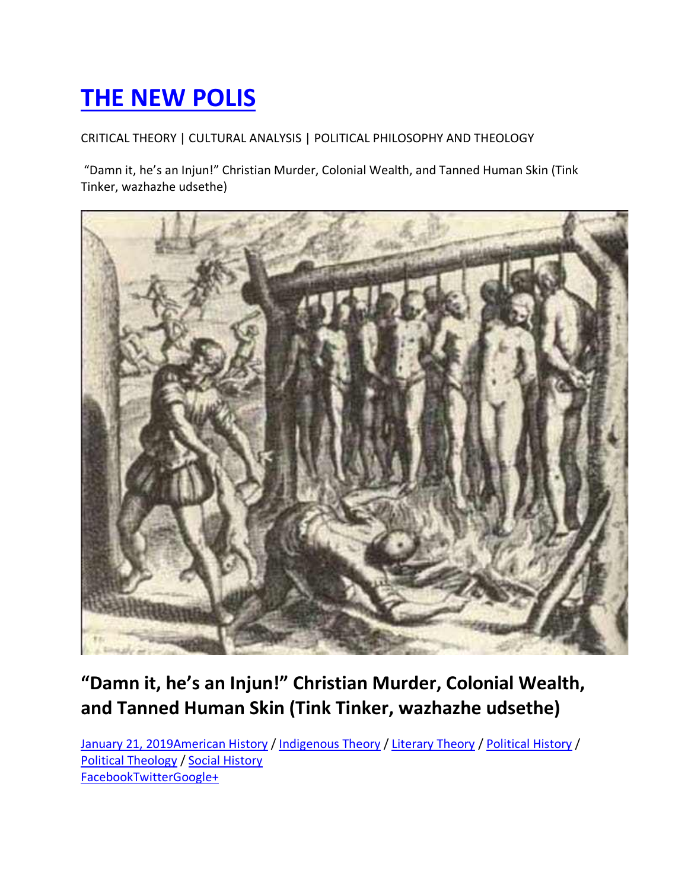# [THE NEW POLIS](#)

CRITICAL THEORY | CULTURAL ANALYSIS | POLITICAL PHILOSOPHY AND THEOLOGY

"Damn it, he's an Injun!" Christian Murder, Colonial Wealth, and Tanned Human Skin (Tink Tinker, wazhazhe udsethe)

## "Damn it, he's an Injun!" Christian Murder, Colonial Wealth, and Tanned Human Skin (Tink Tinker, wazhazhe udsethe)

[January 21, 2019](#)[American History](#) / [Indigenous Theory](#) / [Literary Theory](#) / [Political History](#) / [Political Theology](#) / [Social History](#)
[FacebookTwitterGoogle+](#)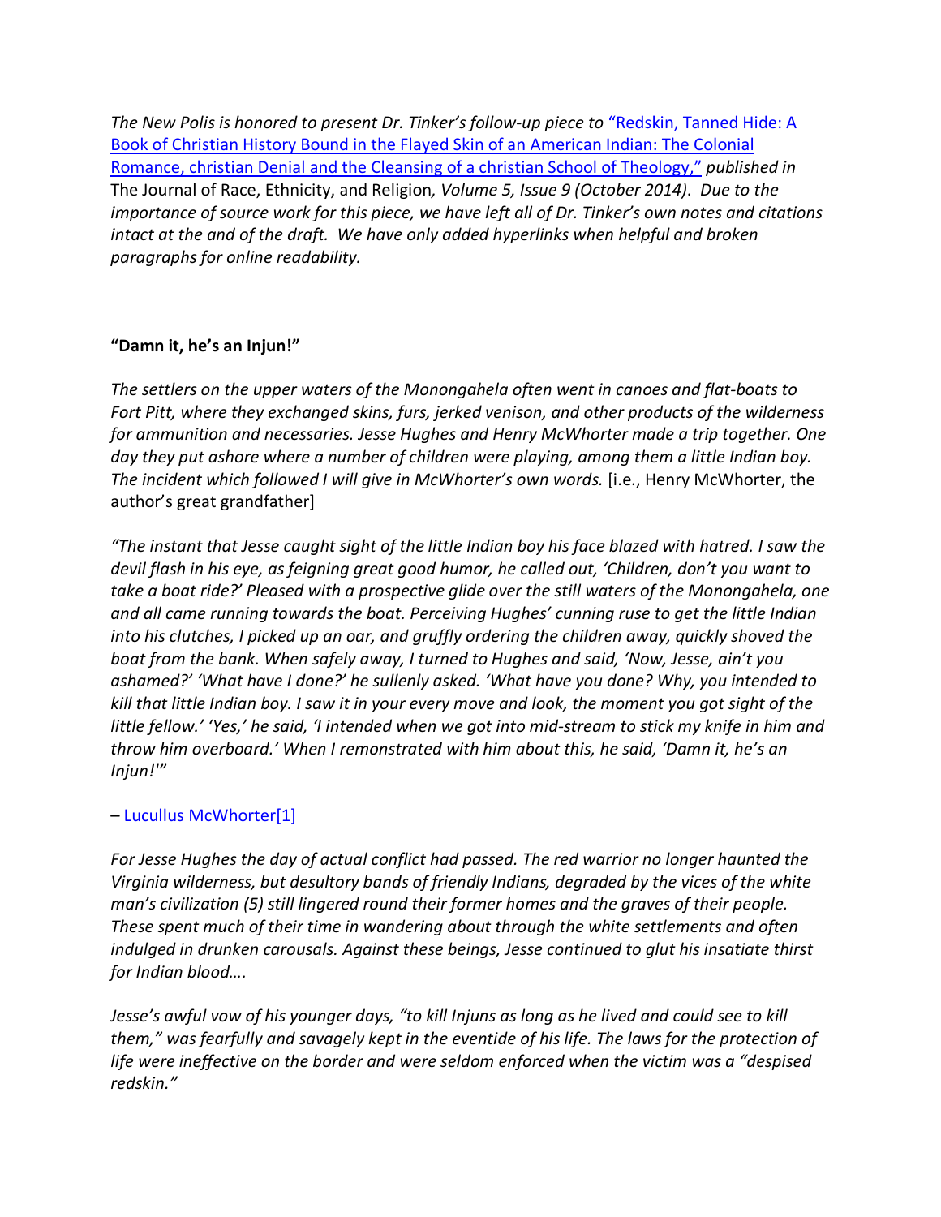*The New Polis is honored to present Dr. Tinker's follow-up piece to* "Redskin, Tanned Hide: A Book of Christian History Bound in the Flayed Skin of an American Indian: The Colonial Romance, christian Denial and the Cleansing of a christian School of Theology," *published in* The Journal of Race, Ethnicity, and Religion*, Volume 5, Issue 9 (October 2014). Due to the importance of source work for this piece, we have left all of Dr. Tinker's own notes and citations intact at the and of the draft. We have only added hyperlinks when helpful and broken paragraphs for online readability.*

**"Damn it, he's an Injun!"**

*The settlers on the upper waters of the Monongahela often went in canoes and flat-boats to Fort Pitt, where they exchanged skins, furs, jerked venison, and other products of the wilderness for ammunition and necessaries. Jesse Hughes and Henry McWhorter made a trip together. One day they put ashore where a number of children were playing, among them a little Indian boy. The incident which followed I will give in McWhorter's own words.* [i.e., Henry McWhorter, the author's great grandfather]

*"The instant that Jesse caught sight of the little Indian boy his face blazed with hatred. I saw the devil flash in his eye, as feigning great good humor, he called out, 'Children, don't you want to take a boat ride?' Pleased with a prospective glide over the still waters of the Monongahela, one and all came running towards the boat. Perceiving Hughes' cunning ruse to get the little Indian into his clutches, I picked up an oar, and gruffly ordering the children away, quickly shoved the boat from the bank. When safely away, I turned to Hughes and said, 'Now, Jesse, ain't you ashamed?' 'What have I done?' he sullenly asked. 'What have you done? Why, you intended to kill that little Indian boy. I saw it in your every move and look, the moment you got sight of the little fellow.' 'Yes,' he said, 'I intended when we got into mid-stream to stick my knife in him and throw him overboard.' When I remonstrated with him about this, he said, 'Damn it, he's an Injun!'"*

– Lucullus McWhorter[1]

*For Jesse Hughes the day of actual conflict had passed. The red warrior no longer haunted the Virginia wilderness, but desultory bands of friendly Indians, degraded by the vices of the white man's civilization (5) still lingered round their former homes and the graves of their people. These spent much of their time in wandering about through the white settlements and often indulged in drunken carousals. Against these beings, Jesse continued to glut his insatiate thirst for Indian blood….*

*Jesse's awful vow of his younger days, "to kill Injuns as long as he lived and could see to kill them," was fearfully and savagely kept in the eventide of his life. The laws for the protection of life were ineffective on the border and were seldom enforced when the victim was a "despised redskin."*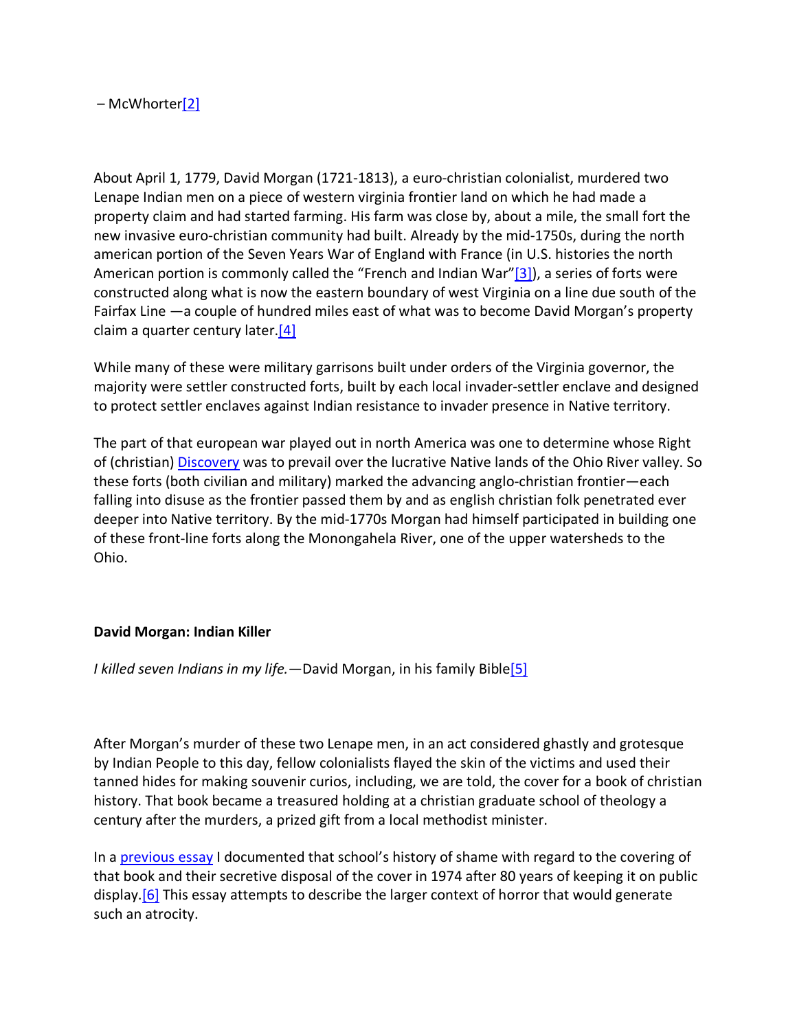– McWhorter[2]

About April 1, 1779, David Morgan (1721-1813), a euro-christian colonialist, murdered two Lenape Indian men on a piece of western virginia frontier land on which he had made a property claim and had started farming. His farm was close by, about a mile, the small fort the new invasive euro-christian community had built. Already by the mid-1750s, during the north american portion of the Seven Years War of England with France (in U.S. histories the north American portion is commonly called the "French and Indian War"[3]), a series of forts were constructed along what is now the eastern boundary of west Virginia on a line due south of the Fairfax Line —a couple of hundred miles east of what was to become David Morgan's property claim a quarter century later.[4]

While many of these were military garrisons built under orders of the Virginia governor, the majority were settler constructed forts, built by each local invader-settler enclave and designed to protect settler enclaves against Indian resistance to invader presence in Native territory.

The part of that european war played out in north America was one to determine whose Right of (christian) Discovery was to prevail over the lucrative Native lands of the Ohio River valley. So these forts (both civilian and military) marked the advancing anglo-christian frontier—each falling into disuse as the frontier passed them by and as english christian folk penetrated ever deeper into Native territory. By the mid-1770s Morgan had himself participated in building one of these front-line forts along the Monongahela River, one of the upper watersheds to the Ohio.

**David Morgan: Indian Killer**

*I killed seven Indians in my life.*—David Morgan, in his family Bible[5]

After Morgan's murder of these two Lenape men, in an act considered ghastly and grotesque by Indian People to this day, fellow colonialists flayed the skin of the victims and used their tanned hides for making souvenir curios, including, we are told, the cover for a book of christian history. That book became a treasured holding at a christian graduate school of theology a century after the murders, a prized gift from a local methodist minister.

In a previous essay I documented that school's history of shame with regard to the covering of that book and their secretive disposal of the cover in 1974 after 80 years of keeping it on public display.[6] This essay attempts to describe the larger context of horror that would generate such an atrocity.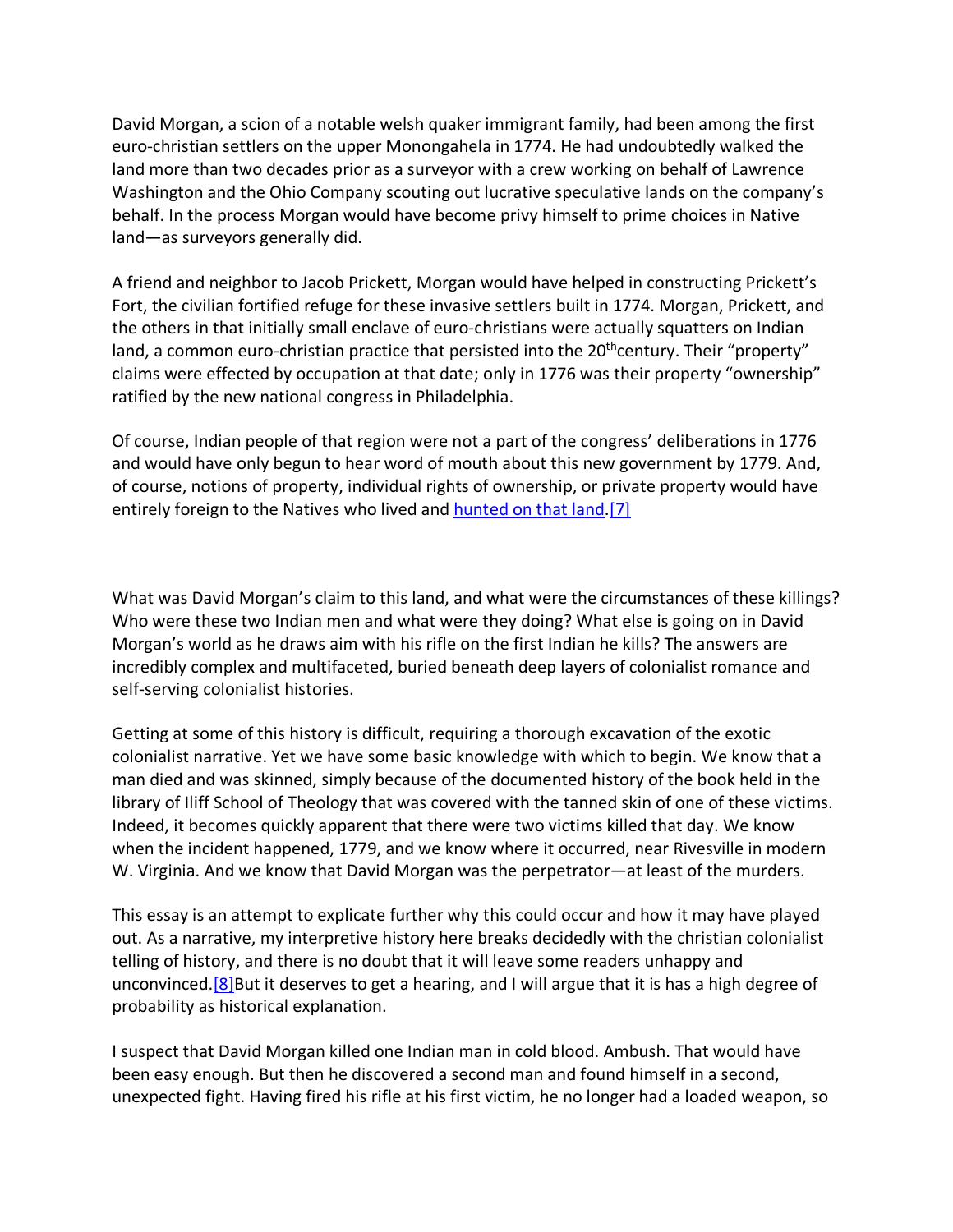David Morgan, a scion of a notable welsh quaker immigrant family, had been among the first euro-christian settlers on the upper Monongahela in 1774. He had undoubtedly walked the land more than two decades prior as a surveyor with a crew working on behalf of Lawrence Washington and the Ohio Company scouting out lucrative speculative lands on the company's behalf. In the process Morgan would have become privy himself to prime choices in Native land—as surveyors generally did.

A friend and neighbor to Jacob Prickett, Morgan would have helped in constructing Prickett's Fort, the civilian fortified refuge for these invasive settlers built in 1774. Morgan, Prickett, and the others in that initially small enclave of euro-christians were actually squatters on Indian land, a common euro-christian practice that persisted into the 20th century. Their "property" claims were effected by occupation at that date; only in 1776 was their property "ownership" ratified by the new national congress in Philadelphia.

Of course, Indian people of that region were not a part of the congress' deliberations in 1776 and would have only begun to hear word of mouth about this new government by 1779. And, of course, notions of property, individual rights of ownership, or private property would have entirely foreign to the Natives who lived and hunted on that land.[7]

What was David Morgan's claim to this land, and what were the circumstances of these killings? Who were these two Indian men and what were they doing? What else is going on in David Morgan's world as he draws aim with his rifle on the first Indian he kills? The answers are incredibly complex and multifaceted, buried beneath deep layers of colonialist romance and self-serving colonialist histories.

Getting at some of this history is difficult, requiring a thorough excavation of the exotic colonialist narrative. Yet we have some basic knowledge with which to begin. We know that a man died and was skinned, simply because of the documented history of the book held in the library of Iliff School of Theology that was covered with the tanned skin of one of these victims. Indeed, it becomes quickly apparent that there were two victims killed that day. We know when the incident happened, 1779, and we know where it occurred, near Rivesville in modern W. Virginia. And we know that David Morgan was the perpetrator—at least of the murders.

This essay is an attempt to explicate further why this could occur and how it may have played out. As a narrative, my interpretive history here breaks decidedly with the christian colonialist telling of history, and there is no doubt that it will leave some readers unhappy and unconvinced.[8]But it deserves to get a hearing, and I will argue that it is has a high degree of probability as historical explanation.

I suspect that David Morgan killed one Indian man in cold blood. Ambush. That would have been easy enough. But then he discovered a second man and found himself in a second, unexpected fight. Having fired his rifle at his first victim, he no longer had a loaded weapon, so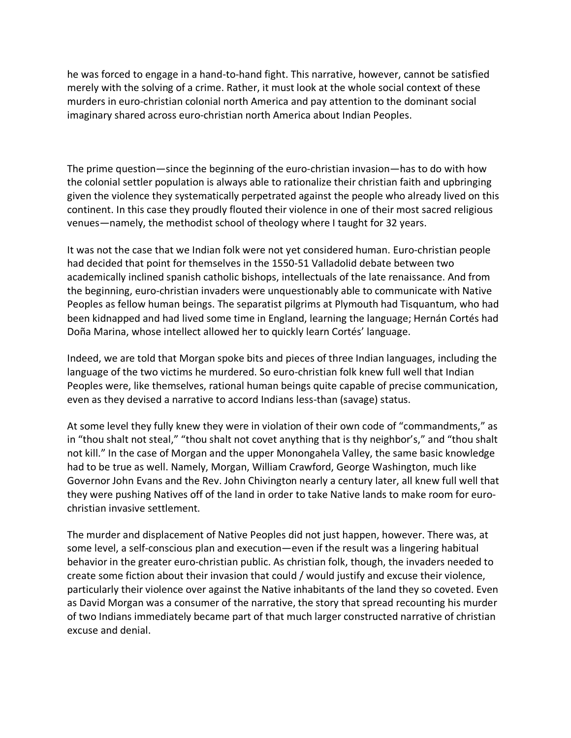he was forced to engage in a hand-to-hand fight. This narrative, however, cannot be satisfied merely with the solving of a crime. Rather, it must look at the whole social context of these murders in euro-christian colonial north America and pay attention to the dominant social imaginary shared across euro-christian north America about Indian Peoples.

The prime question—since the beginning of the euro-christian invasion—has to do with how the colonial settler population is always able to rationalize their christian faith and upbringing given the violence they systematically perpetrated against the people who already lived on this continent. In this case they proudly flouted their violence in one of their most sacred religious venues—namely, the methodist school of theology where I taught for 32 years.

It was not the case that we Indian folk were not yet considered human. Euro-christian people had decided that point for themselves in the 1550-51 Valladolid debate between two academically inclined spanish catholic bishops, intellectuals of the late renaissance. And from the beginning, euro-christian invaders were unquestionably able to communicate with Native Peoples as fellow human beings. The separatist pilgrims at Plymouth had Tisquantum, who had been kidnapped and had lived some time in England, learning the language; Hernán Cortés had Doña Marina, whose intellect allowed her to quickly learn Cortés' language.

Indeed, we are told that Morgan spoke bits and pieces of three Indian languages, including the language of the two victims he murdered. So euro-christian folk knew full well that Indian Peoples were, like themselves, rational human beings quite capable of precise communication, even as they devised a narrative to accord Indians less-than (savage) status.

At some level they fully knew they were in violation of their own code of "commandments," as in "thou shalt not steal," "thou shalt not covet anything that is thy neighbor's," and "thou shalt not kill." In the case of Morgan and the upper Monongahela Valley, the same basic knowledge had to be true as well. Namely, Morgan, William Crawford, George Washington, much like Governor John Evans and the Rev. John Chivington nearly a century later, all knew full well that they were pushing Natives off of the land in order to take Native lands to make room for euro-christian invasive settlement.

The murder and displacement of Native Peoples did not just happen, however. There was, at some level, a self-conscious plan and execution—even if the result was a lingering habitual behavior in the greater euro-christian public. As christian folk, though, the invaders needed to create some fiction about their invasion that could / would justify and excuse their violence, particularly their violence over against the Native inhabitants of the land they so coveted. Even as David Morgan was a consumer of the narrative, the story that spread recounting his murder of two Indians immediately became part of that much larger constructed narrative of christian excuse and denial.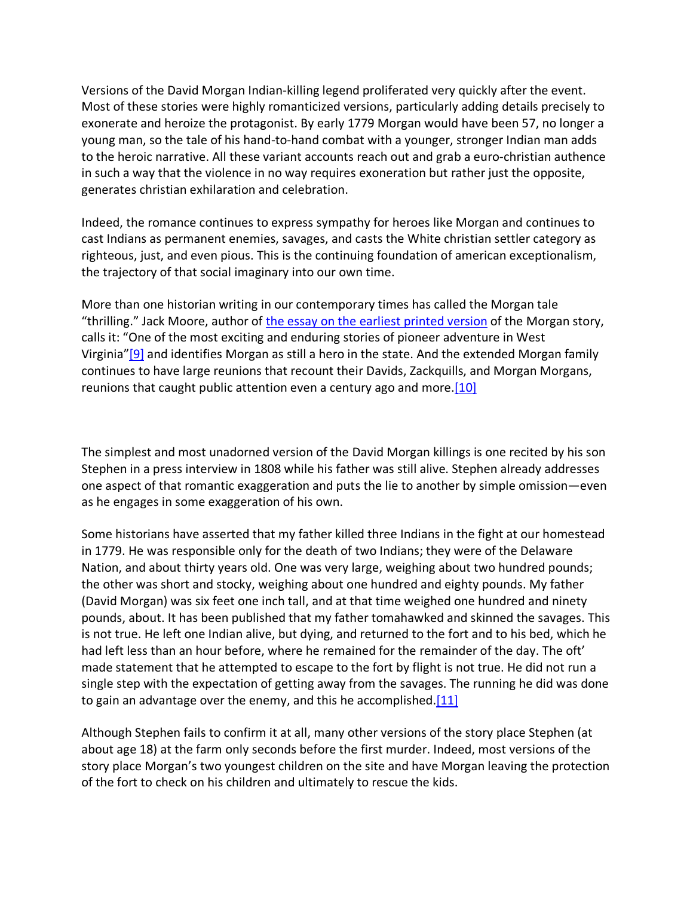Versions of the David Morgan Indian-killing legend proliferated very quickly after the event. Most of these stories were highly romanticized versions, particularly adding details precisely to exonerate and heroize the protagonist. By early 1779 Morgan would have been 57, no longer a young man, so the tale of his hand-to-hand combat with a younger, stronger Indian man adds to the heroic narrative. All these variant accounts reach out and grab a euro-christian authence in such a way that the violence in no way requires exoneration but rather just the opposite, generates christian exhilaration and celebration.

Indeed, the romance continues to express sympathy for heroes like Morgan and continues to cast Indians as permanent enemies, savages, and casts the White christian settler category as righteous, just, and even pious. This is the continuing foundation of american exceptionalism, the trajectory of that social imaginary into our own time.

More than one historian writing in our contemporary times has called the Morgan tale "thrilling." Jack Moore, author of the essay on the earliest printed version of the Morgan story, calls it: "One of the most exciting and enduring stories of pioneer adventure in West Virginia"[9] and identifies Morgan as still a hero in the state. And the extended Morgan family continues to have large reunions that recount their Davids, Zackquills, and Morgan Morgans, reunions that caught public attention even a century ago and more.[10]

The simplest and most unadorned version of the David Morgan killings is one recited by his son Stephen in a press interview in 1808 while his father was still alive. Stephen already addresses one aspect of that romantic exaggeration and puts the lie to another by simple omission—even as he engages in some exaggeration of his own.

Some historians have asserted that my father killed three Indians in the fight at our homestead in 1779. He was responsible only for the death of two Indians; they were of the Delaware Nation, and about thirty years old. One was very large, weighing about two hundred pounds; the other was short and stocky, weighing about one hundred and eighty pounds. My father (David Morgan) was six feet one inch tall, and at that time weighed one hundred and ninety pounds, about. It has been published that my father tomahawked and skinned the savages. This is not true. He left one Indian alive, but dying, and returned to the fort and to his bed, which he had left less than an hour before, where he remained for the remainder of the day. The oft' made statement that he attempted to escape to the fort by flight is not true. He did not run a single step with the expectation of getting away from the savages. The running he did was done to gain an advantage over the enemy, and this he accomplished.[11]

Although Stephen fails to confirm it at all, many other versions of the story place Stephen (at about age 18) at the farm only seconds before the first murder. Indeed, most versions of the story place Morgan's two youngest children on the site and have Morgan leaving the protection of the fort to check on his children and ultimately to rescue the kids.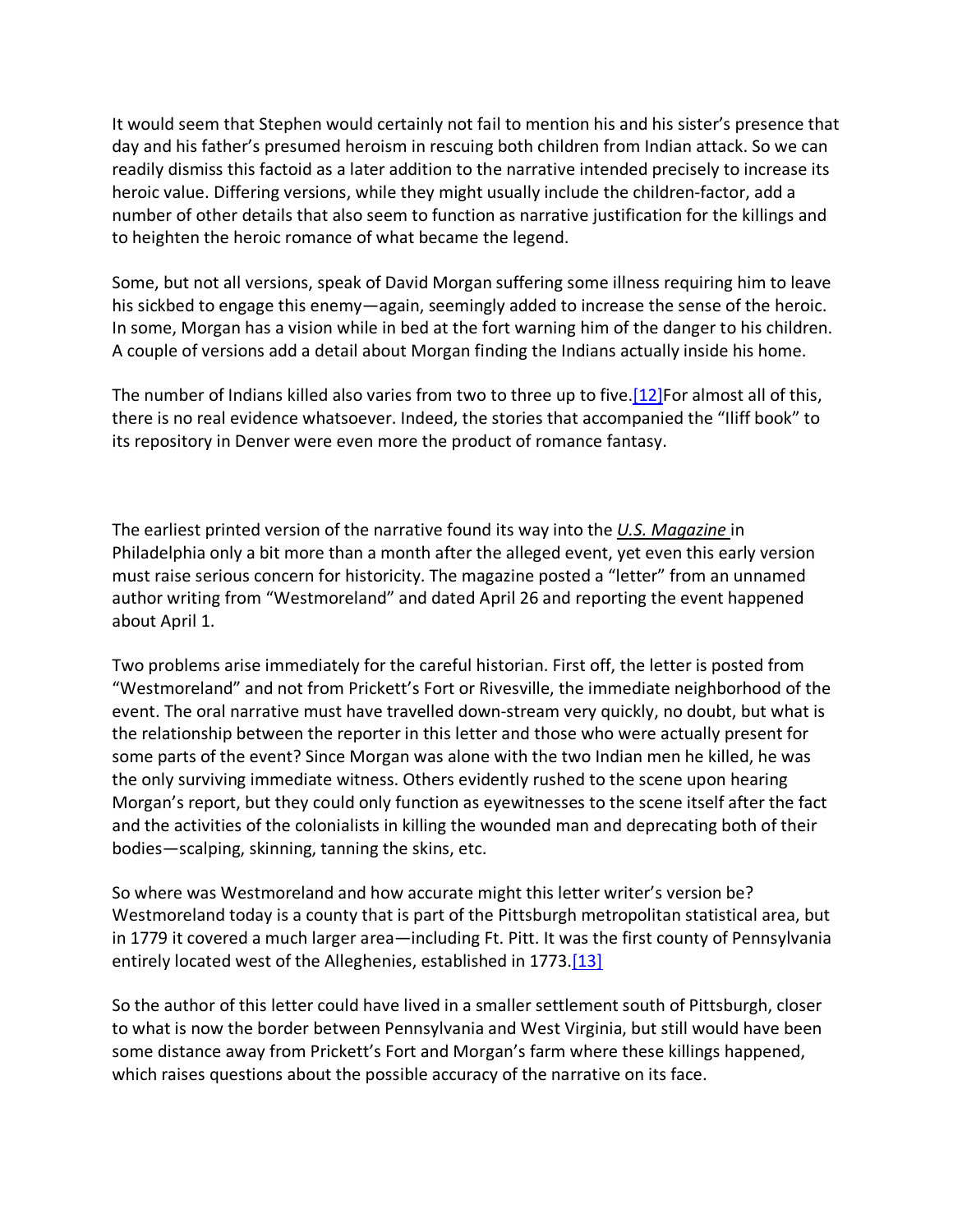It would seem that Stephen would certainly not fail to mention his and his sister's presence that day and his father's presumed heroism in rescuing both children from Indian attack. So we can readily dismiss this factoid as a later addition to the narrative intended precisely to increase its heroic value. Differing versions, while they might usually include the children-factor, add a number of other details that also seem to function as narrative justification for the killings and to heighten the heroic romance of what became the legend.

Some, but not all versions, speak of David Morgan suffering some illness requiring him to leave his sickbed to engage this enemy—again, seemingly added to increase the sense of the heroic. In some, Morgan has a vision while in bed at the fort warning him of the danger to his children. A couple of versions add a detail about Morgan finding the Indians actually inside his home.

The number of Indians killed also varies from two to three up to five.[12]For almost all of this, there is no real evidence whatsoever. Indeed, the stories that accompanied the "Iliff book" to its repository in Denver were even more the product of romance fantasy.

The earliest printed version of the narrative found its way into the ***U.S. Magazine*** in Philadelphia only a bit more than a month after the alleged event, yet even this early version must raise serious concern for historicity. The magazine posted a "letter" from an unnamed author writing from "Westmoreland" and dated April 26 and reporting the event happened about April 1.

Two problems arise immediately for the careful historian. First off, the letter is posted from "Westmoreland" and not from Prickett's Fort or Rivesville, the immediate neighborhood of the event. The oral narrative must have travelled down-stream very quickly, no doubt, but what is the relationship between the reporter in this letter and those who were actually present for some parts of the event? Since Morgan was alone with the two Indian men he killed, he was the only surviving immediate witness. Others evidently rushed to the scene upon hearing Morgan's report, but they could only function as eyewitnesses to the scene itself after the fact and the activities of the colonialists in killing the wounded man and deprecating both of their bodies—scalping, skinning, tanning the skins, etc.

So where was Westmoreland and how accurate might this letter writer's version be? Westmoreland today is a county that is part of the Pittsburgh metropolitan statistical area, but in 1779 it covered a much larger area—including Ft. Pitt. It was the first county of Pennsylvania entirely located west of the Alleghenies, established in 1773.[13]

So the author of this letter could have lived in a smaller settlement south of Pittsburgh, closer to what is now the border between Pennsylvania and West Virginia, but still would have been some distance away from Prickett's Fort and Morgan's farm where these killings happened, which raises questions about the possible accuracy of the narrative on its face.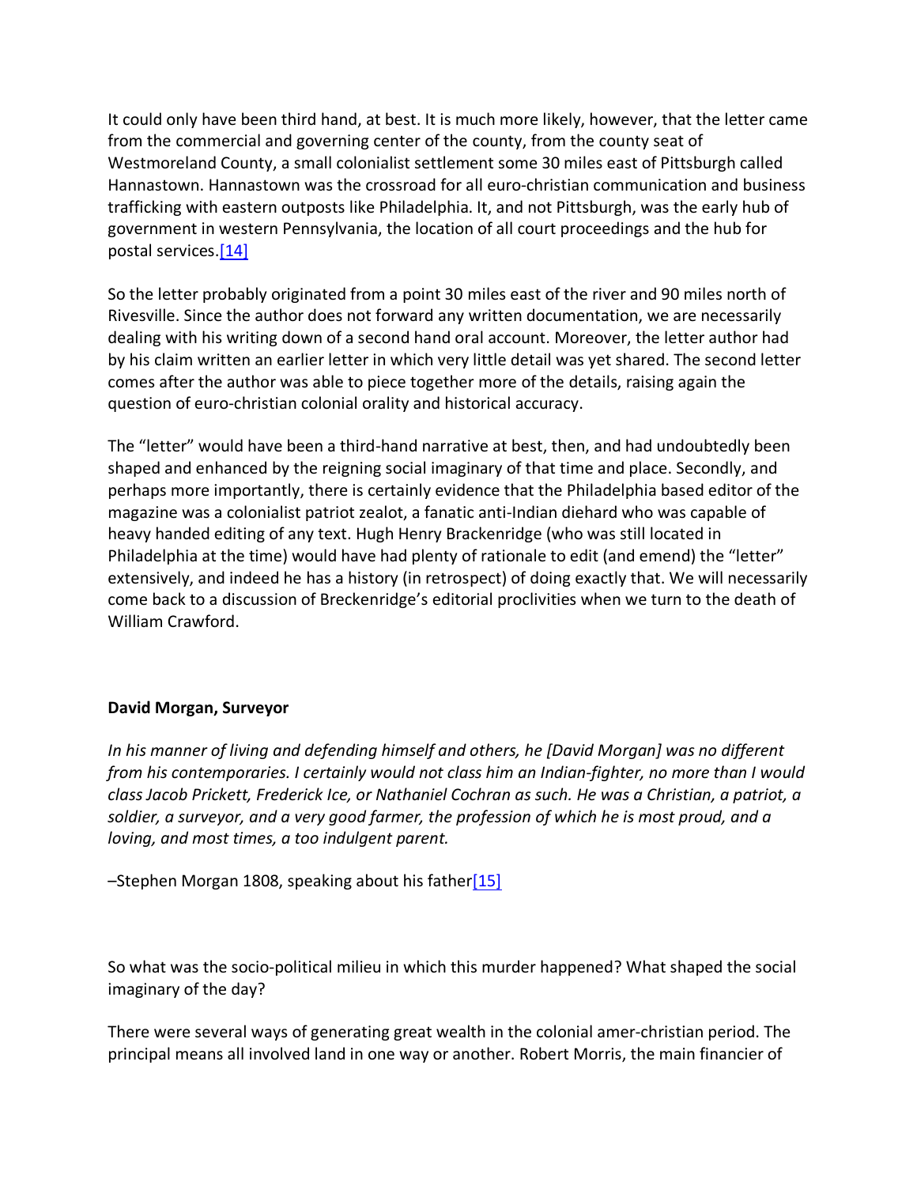It could only have been third hand, at best. It is much more likely, however, that the letter came from the commercial and governing center of the county, from the county seat of Westmoreland County, a small colonialist settlement some 30 miles east of Pittsburgh called Hannastown. Hannastown was the crossroad for all euro-christian communication and business trafficking with eastern outposts like Philadelphia. It, and not Pittsburgh, was the early hub of government in western Pennsylvania, the location of all court proceedings and the hub for postal services.[14]

So the letter probably originated from a point 30 miles east of the river and 90 miles north of Rivesville. Since the author does not forward any written documentation, we are necessarily dealing with his writing down of a second hand oral account. Moreover, the letter author had by his claim written an earlier letter in which very little detail was yet shared. The second letter comes after the author was able to piece together more of the details, raising again the question of euro-christian colonial orality and historical accuracy.

The "letter" would have been a third-hand narrative at best, then, and had undoubtedly been shaped and enhanced by the reigning social imaginary of that time and place. Secondly, and perhaps more importantly, there is certainly evidence that the Philadelphia based editor of the magazine was a colonialist patriot zealot, a fanatic anti-Indian diehard who was capable of heavy handed editing of any text. Hugh Henry Brackenridge (who was still located in Philadelphia at the time) would have had plenty of rationale to edit (and emend) the "letter" extensively, and indeed he has a history (in retrospect) of doing exactly that. We will necessarily come back to a discussion of Breckenridge's editorial proclivities when we turn to the death of William Crawford.

**David Morgan, Surveyor**

*In his manner of living and defending himself and others, he [David Morgan] was no different from his contemporaries. I certainly would not class him an Indian-fighter, no more than I would class Jacob Prickett, Frederick Ice, or Nathaniel Cochran as such. He was a Christian, a patriot, a soldier, a surveyor, and a very good farmer, the profession of which he is most proud, and a loving, and most times, a too indulgent parent.*

–Stephen Morgan 1808, speaking about his father[15]

So what was the socio-political milieu in which this murder happened? What shaped the social imaginary of the day?

There were several ways of generating great wealth in the colonial amer-christian period. The principal means all involved land in one way or another. Robert Morris, the main financier of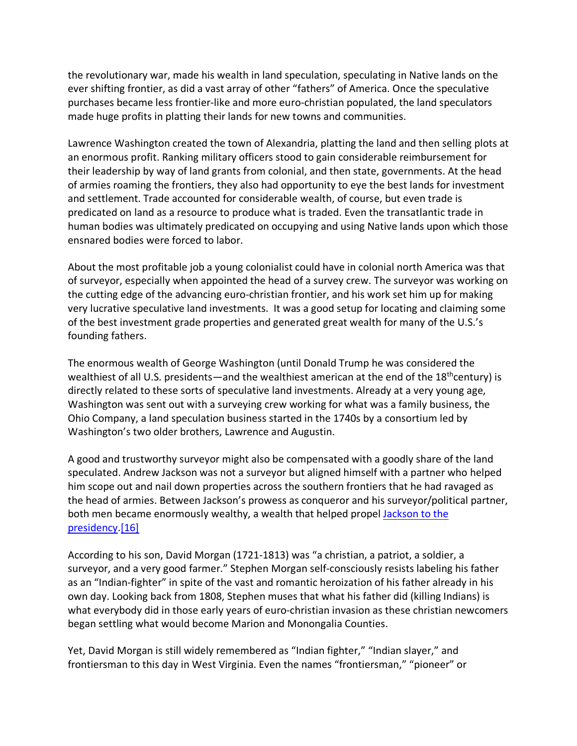the revolutionary war, made his wealth in land speculation, speculating in Native lands on the ever shifting frontier, as did a vast array of other "fathers" of America. Once the speculative purchases became less frontier-like and more euro-christian populated, the land speculators made huge profits in platting their lands for new towns and communities.

Lawrence Washington created the town of Alexandria, platting the land and then selling plots at an enormous profit. Ranking military officers stood to gain considerable reimbursement for their leadership by way of land grants from colonial, and then state, governments. At the head of armies roaming the frontiers, they also had opportunity to eye the best lands for investment and settlement. Trade accounted for considerable wealth, of course, but even trade is predicated on land as a resource to produce what is traded. Even the transatlantic trade in human bodies was ultimately predicated on occupying and using Native lands upon which those ensnared bodies were forced to labor.

About the most profitable job a young colonialist could have in colonial north America was that of surveyor, especially when appointed the head of a survey crew. The surveyor was working on the cutting edge of the advancing euro-christian frontier, and his work set him up for making very lucrative speculative land investments. It was a good setup for locating and claiming some of the best investment grade properties and generated great wealth for many of the U.S.'s founding fathers.

The enormous wealth of George Washington (until Donald Trump he was considered the wealthiest of all U.S. presidents—and the wealthiest american at the end of the 18th century) is directly related to these sorts of speculative land investments. Already at a very young age, Washington was sent out with a surveying crew working for what was a family business, the Ohio Company, a land speculation business started in the 1740s by a consortium led by Washington's two older brothers, Lawrence and Augustin.

A good and trustworthy surveyor might also be compensated with a goodly share of the land speculated. Andrew Jackson was not a surveyor but aligned himself with a partner who helped him scope out and nail down properties across the southern frontiers that he had ravaged as the head of armies. Between Jackson's prowess as conqueror and his surveyor/political partner, both men became enormously wealthy, a wealth that helped propel Jackson to the presidency.[16]

According to his son, David Morgan (1721-1813) was "a christian, a patriot, a soldier, a surveyor, and a very good farmer." Stephen Morgan self-consciously resists labeling his father as an "Indian-fighter" in spite of the vast and romantic heroization of his father already in his own day. Looking back from 1808, Stephen muses that what his father did (killing Indians) is what everybody did in those early years of euro-christian invasion as these christian newcomers began settling what would become Marion and Monongalia Counties.

Yet, David Morgan is still widely remembered as "Indian fighter," "Indian slayer," and frontiersman to this day in West Virginia. Even the names "frontiersman," "pioneer" or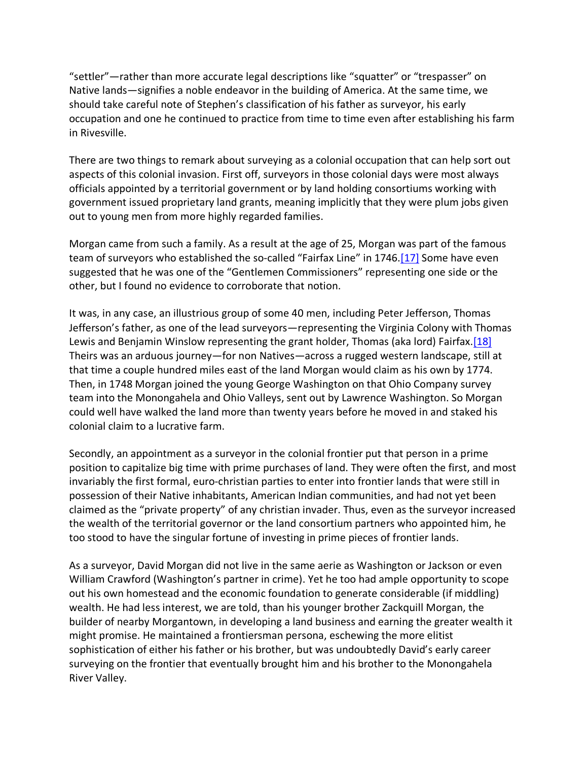"settler"—rather than more accurate legal descriptions like "squatter" or "trespasser" on Native lands—signifies a noble endeavor in the building of America. At the same time, we should take careful note of Stephen's classification of his father as surveyor, his early occupation and one he continued to practice from time to time even after establishing his farm in Rivesville.

There are two things to remark about surveying as a colonial occupation that can help sort out aspects of this colonial invasion. First off, surveyors in those colonial days were most always officials appointed by a territorial government or by land holding consortiums working with government issued proprietary land grants, meaning implicitly that they were plum jobs given out to young men from more highly regarded families.

Morgan came from such a family. As a result at the age of 25, Morgan was part of the famous team of surveyors who established the so-called "Fairfax Line" in 1746.[17] Some have even suggested that he was one of the "Gentlemen Commissioners" representing one side or the other, but I found no evidence to corroborate that notion.

It was, in any case, an illustrious group of some 40 men, including Peter Jefferson, Thomas Jefferson's father, as one of the lead surveyors—representing the Virginia Colony with Thomas Lewis and Benjamin Winslow representing the grant holder, Thomas (aka lord) Fairfax.[18] Theirs was an arduous journey—for non Natives—across a rugged western landscape, still at that time a couple hundred miles east of the land Morgan would claim as his own by 1774. Then, in 1748 Morgan joined the young George Washington on that Ohio Company survey team into the Monongahela and Ohio Valleys, sent out by Lawrence Washington. So Morgan could well have walked the land more than twenty years before he moved in and staked his colonial claim to a lucrative farm.

Secondly, an appointment as a surveyor in the colonial frontier put that person in a prime position to capitalize big time with prime purchases of land. They were often the first, and most invariably the first formal, euro-christian parties to enter into frontier lands that were still in possession of their Native inhabitants, American Indian communities, and had not yet been claimed as the "private property" of any christian invader. Thus, even as the surveyor increased the wealth of the territorial governor or the land consortium partners who appointed him, he too stood to have the singular fortune of investing in prime pieces of frontier lands.

As a surveyor, David Morgan did not live in the same aerie as Washington or Jackson or even William Crawford (Washington's partner in crime). Yet he too had ample opportunity to scope out his own homestead and the economic foundation to generate considerable (if middling) wealth. He had less interest, we are told, than his younger brother Zackquill Morgan, the builder of nearby Morgantown, in developing a land business and earning the greater wealth it might promise. He maintained a frontiersman persona, eschewing the more elitist sophistication of either his father or his brother, but was undoubtedly David's early career surveying on the frontier that eventually brought him and his brother to the Monongahela River Valley.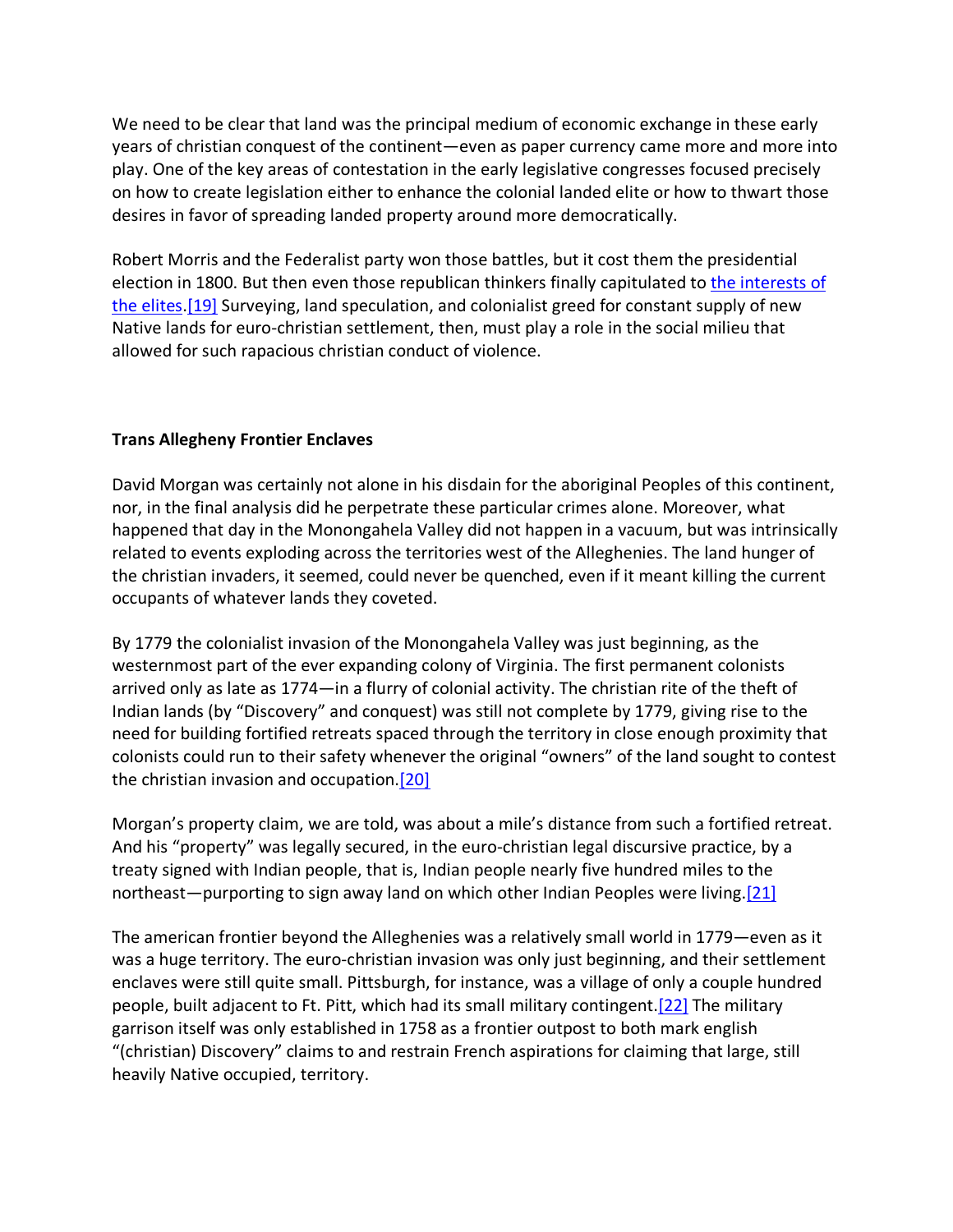We need to be clear that land was the principal medium of economic exchange in these early years of christian conquest of the continent—even as paper currency came more and more into play. One of the key areas of contestation in the early legislative congresses focused precisely on how to create legislation either to enhance the colonial landed elite or how to thwart those desires in favor of spreading landed property around more democratically.

Robert Morris and the Federalist party won those battles, but it cost them the presidential election in 1800. But then even those republican thinkers finally capitulated to the interests of the elites.[19] Surveying, land speculation, and colonialist greed for constant supply of new Native lands for euro-christian settlement, then, must play a role in the social milieu that allowed for such rapacious christian conduct of violence.

**Trans Allegheny Frontier Enclaves**

David Morgan was certainly not alone in his disdain for the aboriginal Peoples of this continent, nor, in the final analysis did he perpetrate these particular crimes alone. Moreover, what happened that day in the Monongahela Valley did not happen in a vacuum, but was intrinsically related to events exploding across the territories west of the Alleghenies. The land hunger of the christian invaders, it seemed, could never be quenched, even if it meant killing the current occupants of whatever lands they coveted.

By 1779 the colonialist invasion of the Monongahela Valley was just beginning, as the westernmost part of the ever expanding colony of Virginia. The first permanent colonists arrived only as late as 1774—in a flurry of colonial activity. The christian rite of the theft of Indian lands (by "Discovery" and conquest) was still not complete by 1779, giving rise to the need for building fortified retreats spaced through the territory in close enough proximity that colonists could run to their safety whenever the original "owners" of the land sought to contest the christian invasion and occupation.[20]

Morgan's property claim, we are told, was about a mile's distance from such a fortified retreat. And his "property" was legally secured, in the euro-christian legal discursive practice, by a treaty signed with Indian people, that is, Indian people nearly five hundred miles to the northeast—purporting to sign away land on which other Indian Peoples were living.[21]

The american frontier beyond the Alleghenies was a relatively small world in 1779—even as it was a huge territory. The euro-christian invasion was only just beginning, and their settlement enclaves were still quite small. Pittsburgh, for instance, was a village of only a couple hundred people, built adjacent to Ft. Pitt, which had its small military contingent.[22] The military garrison itself was only established in 1758 as a frontier outpost to both mark english "(christian) Discovery" claims to and restrain French aspirations for claiming that large, still heavily Native occupied, territory.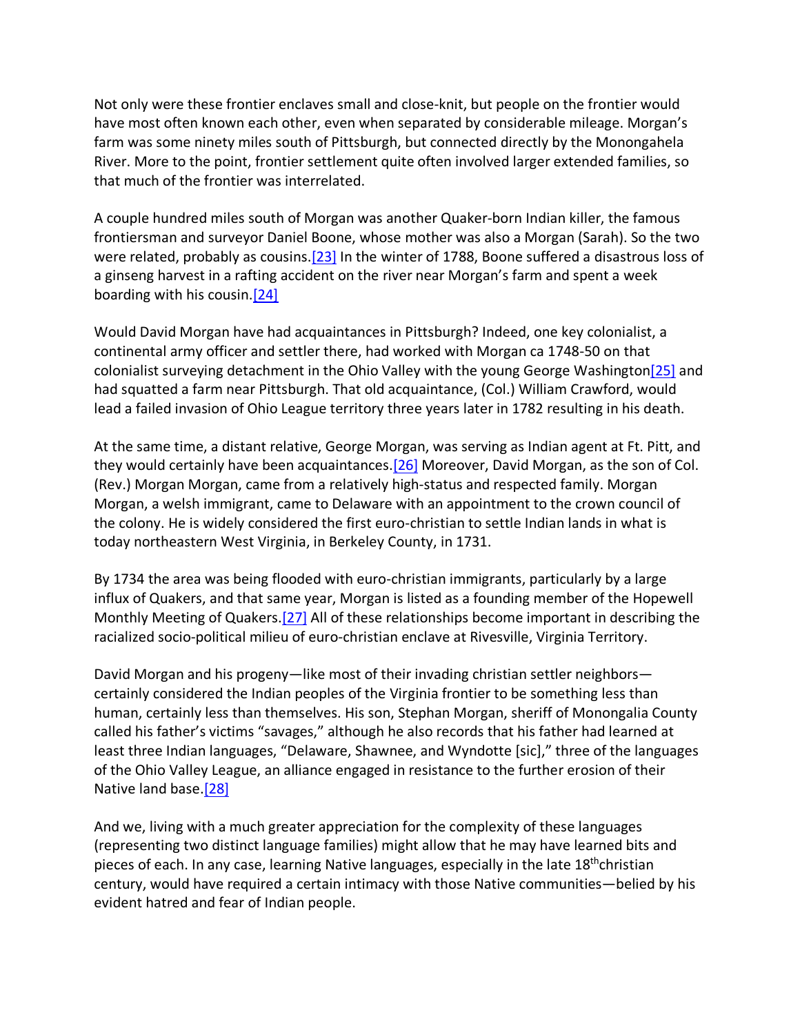Not only were these frontier enclaves small and close-knit, but people on the frontier would have most often known each other, even when separated by considerable mileage. Morgan's farm was some ninety miles south of Pittsburgh, but connected directly by the Monongahela River. More to the point, frontier settlement quite often involved larger extended families, so that much of the frontier was interrelated.

A couple hundred miles south of Morgan was another Quaker-born Indian killer, the famous frontiersman and surveyor Daniel Boone, whose mother was also a Morgan (Sarah). So the two were related, probably as cousins.[23] In the winter of 1788, Boone suffered a disastrous loss of a ginseng harvest in a rafting accident on the river near Morgan's farm and spent a week boarding with his cousin.[24]

Would David Morgan have had acquaintances in Pittsburgh? Indeed, one key colonialist, a continental army officer and settler there, had worked with Morgan ca 1748-50 on that colonialist surveying detachment in the Ohio Valley with the young George Washington[25] and had squatted a farm near Pittsburgh. That old acquaintance, (Col.) William Crawford, would lead a failed invasion of Ohio League territory three years later in 1782 resulting in his death.

At the same time, a distant relative, George Morgan, was serving as Indian agent at Ft. Pitt, and they would certainly have been acquaintances.[26] Moreover, David Morgan, as the son of Col. (Rev.) Morgan Morgan, came from a relatively high-status and respected family. Morgan Morgan, a welsh immigrant, came to Delaware with an appointment to the crown council of the colony. He is widely considered the first euro-christian to settle Indian lands in what is today northeastern West Virginia, in Berkeley County, in 1731.

By 1734 the area was being flooded with euro-christian immigrants, particularly by a large influx of Quakers, and that same year, Morgan is listed as a founding member of the Hopewell Monthly Meeting of Quakers.[27] All of these relationships become important in describing the racialized socio-political milieu of euro-christian enclave at Rivesville, Virginia Territory.

David Morgan and his progeny—like most of their invading christian settler neighbors—certainly considered the Indian peoples of the Virginia frontier to be something less than human, certainly less than themselves. His son, Stephan Morgan, sheriff of Monongalia County called his father's victims "savages," although he also records that his father had learned at least three Indian languages, "Delaware, Shawnee, and Wyndotte [sic]," three of the languages of the Ohio Valley League, an alliance engaged in resistance to the further erosion of their Native land base.[28]

And we, living with a much greater appreciation for the complexity of these languages (representing two distinct language families) might allow that he may have learned bits and pieces of each. In any case, learning Native languages, especially in the late 18th christian century, would have required a certain intimacy with those Native communities—belied by his evident hatred and fear of Indian people.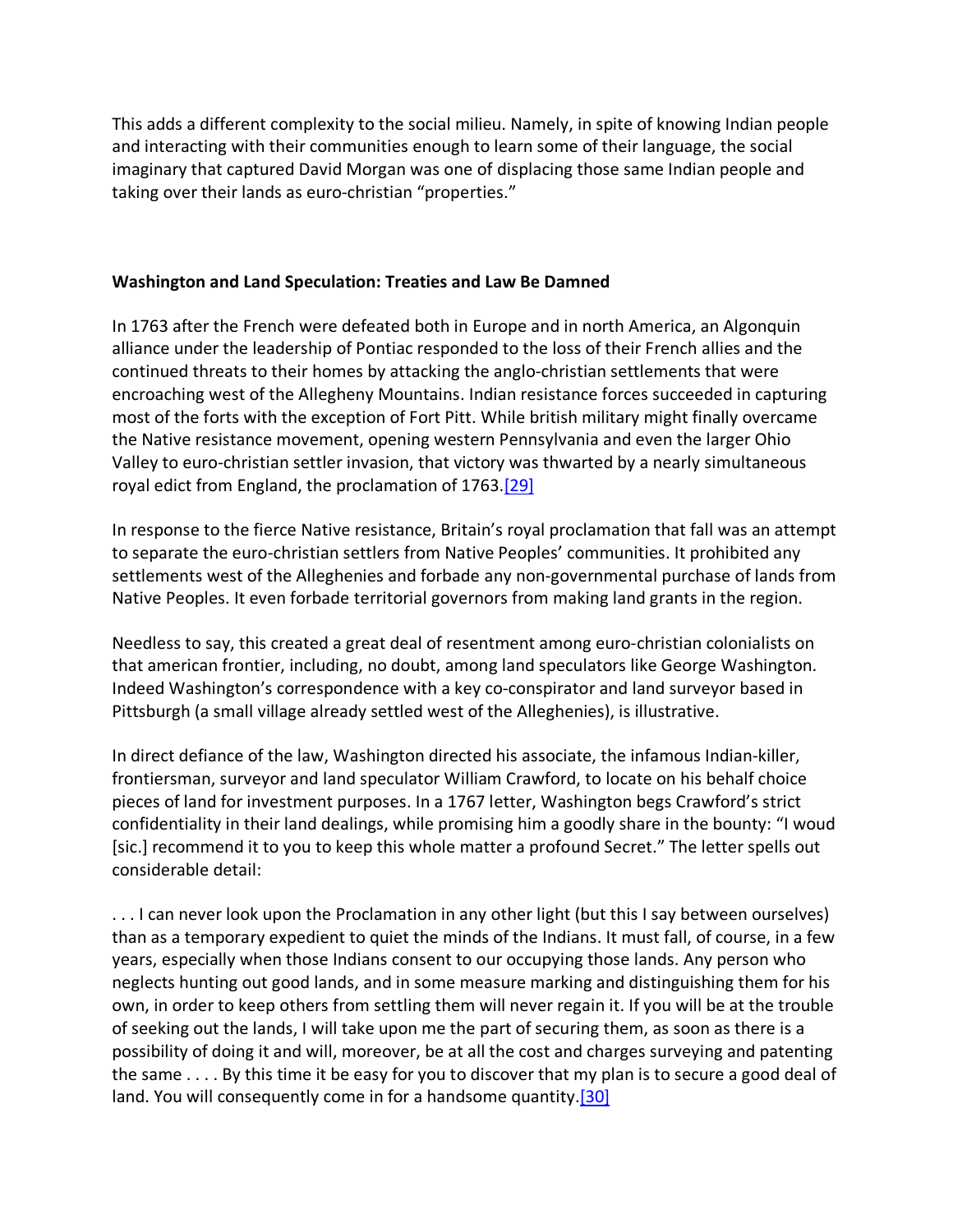This adds a different complexity to the social milieu. Namely, in spite of knowing Indian people and interacting with their communities enough to learn some of their language, the social imaginary that captured David Morgan was one of displacing those same Indian people and taking over their lands as euro-christian "properties."

**Washington and Land Speculation: Treaties and Law Be Damned**

In 1763 after the French were defeated both in Europe and in north America, an Algonquin alliance under the leadership of Pontiac responded to the loss of their French allies and the continued threats to their homes by attacking the anglo-christian settlements that were encroaching west of the Allegheny Mountains. Indian resistance forces succeeded in capturing most of the forts with the exception of Fort Pitt. While british military might finally overcame the Native resistance movement, opening western Pennsylvania and even the larger Ohio Valley to euro-christian settler invasion, that victory was thwarted by a nearly simultaneous royal edict from England, the proclamation of 1763.[29]

In response to the fierce Native resistance, Britain's royal proclamation that fall was an attempt to separate the euro-christian settlers from Native Peoples' communities. It prohibited any settlements west of the Alleghenies and forbade any non-governmental purchase of lands from Native Peoples. It even forbade territorial governors from making land grants in the region.

Needless to say, this created a great deal of resentment among euro-christian colonialists on that american frontier, including, no doubt, among land speculators like George Washington. Indeed Washington's correspondence with a key co-conspirator and land surveyor based in Pittsburgh (a small village already settled west of the Alleghenies), is illustrative.

In direct defiance of the law, Washington directed his associate, the infamous Indian-killer, frontiersman, surveyor and land speculator William Crawford, to locate on his behalf choice pieces of land for investment purposes. In a 1767 letter, Washington begs Crawford's strict confidentiality in their land dealings, while promising him a goodly share in the bounty: "I woud [sic.] recommend it to you to keep this whole matter a profound Secret." The letter spells out considerable detail:

. . . I can never look upon the Proclamation in any other light (but this I say between ourselves) than as a temporary expedient to quiet the minds of the Indians. It must fall, of course, in a few years, especially when those Indians consent to our occupying those lands. Any person who neglects hunting out good lands, and in some measure marking and distinguishing them for his own, in order to keep others from settling them will never regain it. If you will be at the trouble of seeking out the lands, I will take upon me the part of securing them, as soon as there is a possibility of doing it and will, moreover, be at all the cost and charges surveying and patenting the same . . . . By this time it be easy for you to discover that my plan is to secure a good deal of land. You will consequently come in for a handsome quantity.[30]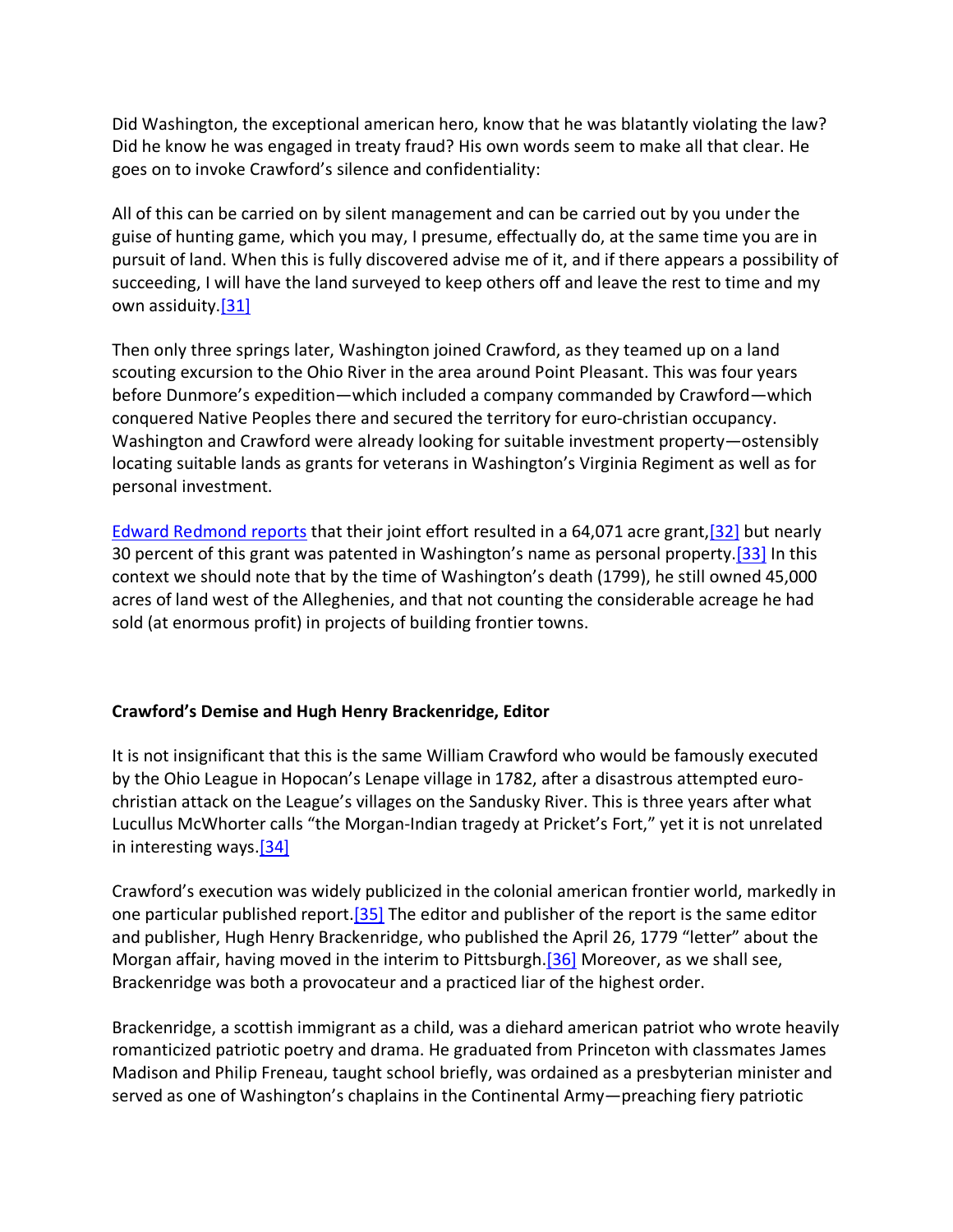Did Washington, the exceptional american hero, know that he was blatantly violating the law? Did he know he was engaged in treaty fraud? His own words seem to make all that clear. He goes on to invoke Crawford's silence and confidentiality:

All of this can be carried on by silent management and can be carried out by you under the guise of hunting game, which you may, I presume, effectually do, at the same time you are in pursuit of land. When this is fully discovered advise me of it, and if there appears a possibility of succeeding, I will have the land surveyed to keep others off and leave the rest to time and my own assiduity.[31]

Then only three springs later, Washington joined Crawford, as they teamed up on a land scouting excursion to the Ohio River in the area around Point Pleasant. This was four years before Dunmore's expedition—which included a company commanded by Crawford—which conquered Native Peoples there and secured the territory for euro-christian occupancy. Washington and Crawford were already looking for suitable investment property—ostensibly locating suitable lands as grants for veterans in Washington's Virginia Regiment as well as for personal investment.

Edward Redmond reports that their joint effort resulted in a 64,071 acre grant,[32] but nearly 30 percent of this grant was patented in Washington's name as personal property.[33] In this context we should note that by the time of Washington's death (1799), he still owned 45,000 acres of land west of the Alleghenies, and that not counting the considerable acreage he had sold (at enormous profit) in projects of building frontier towns.

**Crawford's Demise and Hugh Henry Brackenridge, Editor**

It is not insignificant that this is the same William Crawford who would be famously executed by the Ohio League in Hopocan's Lenape village in 1782, after a disastrous attempted euro-christian attack on the League's villages on the Sandusky River. This is three years after what Lucullus McWhorter calls "the Morgan-Indian tragedy at Pricket's Fort," yet it is not unrelated in interesting ways.[34]

Crawford's execution was widely publicized in the colonial american frontier world, markedly in one particular published report.[35] The editor and publisher of the report is the same editor and publisher, Hugh Henry Brackenridge, who published the April 26, 1779 "letter" about the Morgan affair, having moved in the interim to Pittsburgh.[36] Moreover, as we shall see, Brackenridge was both a provocateur and a practiced liar of the highest order.

Brackenridge, a scottish immigrant as a child, was a diehard american patriot who wrote heavily romanticized patriotic poetry and drama. He graduated from Princeton with classmates James Madison and Philip Freneau, taught school briefly, was ordained as a presbyterian minister and served as one of Washington's chaplains in the Continental Army—preaching fiery patriotic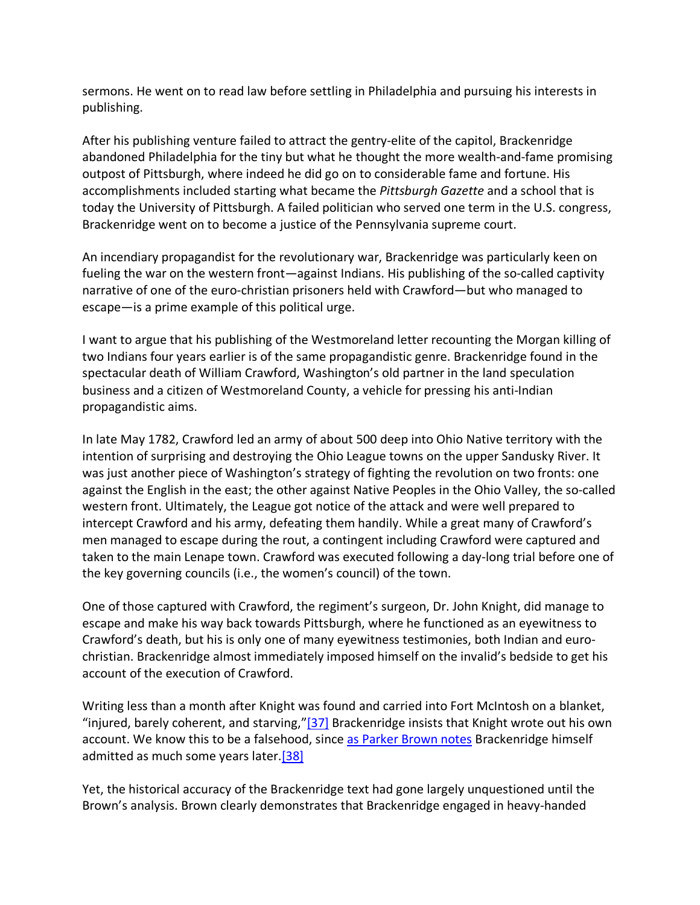sermons. He went on to read law before settling in Philadelphia and pursuing his interests in publishing.

After his publishing venture failed to attract the gentry-elite of the capitol, Brackenridge abandoned Philadelphia for the tiny but what he thought the more wealth-and-fame promising outpost of Pittsburgh, where indeed he did go on to considerable fame and fortune. His accomplishments included starting what became the *Pittsburgh Gazette* and a school that is today the University of Pittsburgh. A failed politician who served one term in the U.S. congress, Brackenridge went on to become a justice of the Pennsylvania supreme court.

An incendiary propagandist for the revolutionary war, Brackenridge was particularly keen on fueling the war on the western front—against Indians. His publishing of the so-called captivity narrative of one of the euro-christian prisoners held with Crawford—but who managed to escape—is a prime example of this political urge.

I want to argue that his publishing of the Westmoreland letter recounting the Morgan killing of two Indians four years earlier is of the same propagandistic genre. Brackenridge found in the spectacular death of William Crawford, Washington's old partner in the land speculation business and a citizen of Westmoreland County, a vehicle for pressing his anti-Indian propagandistic aims.

In late May 1782, Crawford led an army of about 500 deep into Ohio Native territory with the intention of surprising and destroying the Ohio League towns on the upper Sandusky River. It was just another piece of Washington's strategy of fighting the revolution on two fronts: one against the English in the east; the other against Native Peoples in the Ohio Valley, the so-called western front. Ultimately, the League got notice of the attack and were well prepared to intercept Crawford and his army, defeating them handily. While a great many of Crawford's men managed to escape during the rout, a contingent including Crawford were captured and taken to the main Lenape town. Crawford was executed following a day-long trial before one of the key governing councils (i.e., the women's council) of the town.

One of those captured with Crawford, the regiment's surgeon, Dr. John Knight, did manage to escape and make his way back towards Pittsburgh, where he functioned as an eyewitness to Crawford's death, but his is only one of many eyewitness testimonies, both Indian and euro-christian. Brackenridge almost immediately imposed himself on the invalid's bedside to get his account of the execution of Crawford.

Writing less than a month after Knight was found and carried into Fort McIntosh on a blanket, "injured, barely coherent, and starving,"[37] Brackenridge insists that Knight wrote out his own account. We know this to be a falsehood, since as Parker Brown notes Brackenridge himself admitted as much some years later.[38]

Yet, the historical accuracy of the Brackenridge text had gone largely unquestioned until the Brown's analysis. Brown clearly demonstrates that Brackenridge engaged in heavy-handed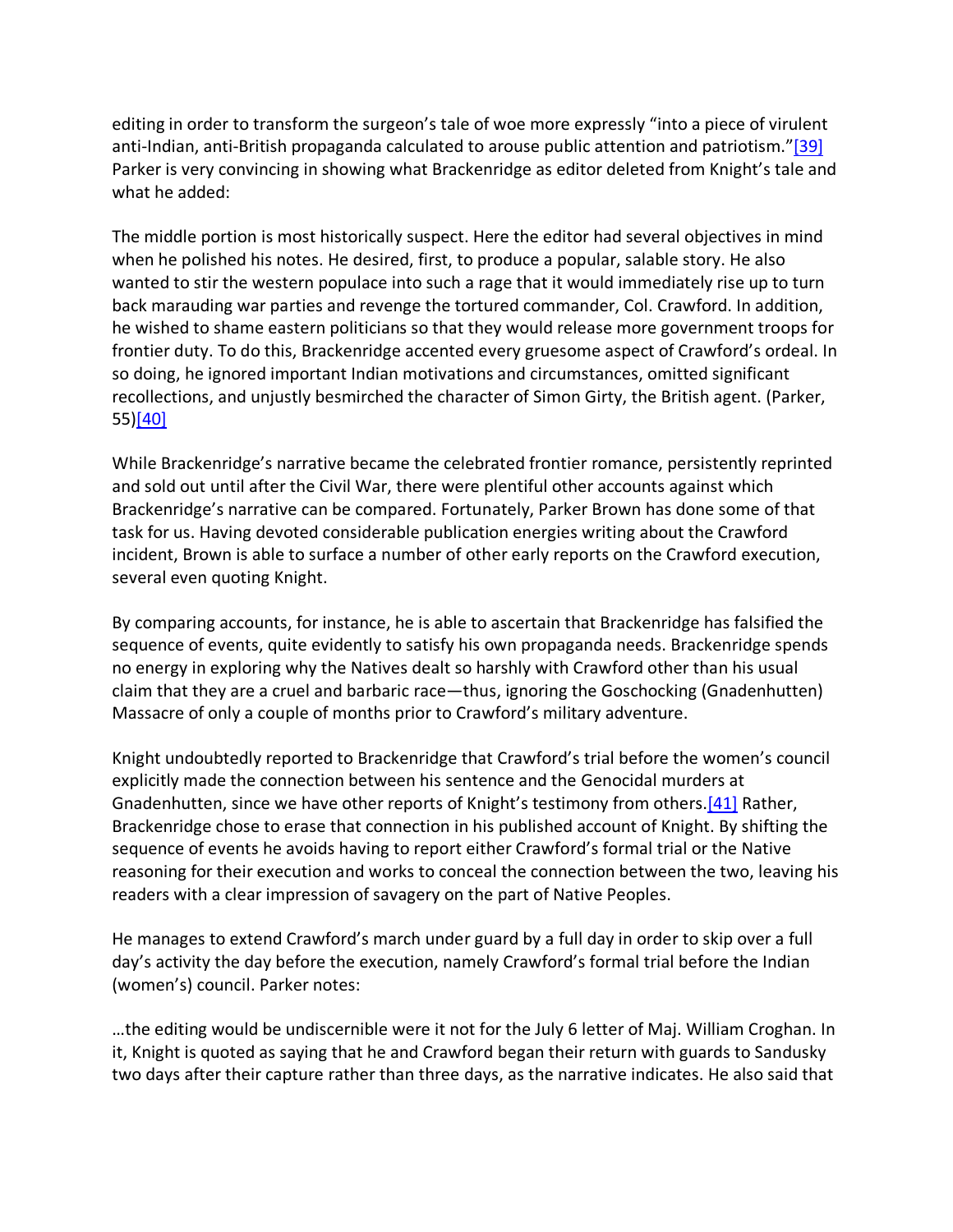editing in order to transform the surgeon's tale of woe more expressly "into a piece of virulent anti-Indian, anti-British propaganda calculated to arouse public attention and patriotism."[39] Parker is very convincing in showing what Brackenridge as editor deleted from Knight's tale and what he added:

The middle portion is most historically suspect. Here the editor had several objectives in mind when he polished his notes. He desired, first, to produce a popular, salable story. He also wanted to stir the western populace into such a rage that it would immediately rise up to turn back marauding war parties and revenge the tortured commander, Col. Crawford. In addition, he wished to shame eastern politicians so that they would release more government troops for frontier duty. To do this, Brackenridge accented every gruesome aspect of Crawford's ordeal. In so doing, he ignored important Indian motivations and circumstances, omitted significant recollections, and unjustly besmirched the character of Simon Girty, the British agent. (Parker, 55)[40]

While Brackenridge's narrative became the celebrated frontier romance, persistently reprinted and sold out until after the Civil War, there were plentiful other accounts against which Brackenridge's narrative can be compared. Fortunately, Parker Brown has done some of that task for us. Having devoted considerable publication energies writing about the Crawford incident, Brown is able to surface a number of other early reports on the Crawford execution, several even quoting Knight.

By comparing accounts, for instance, he is able to ascertain that Brackenridge has falsified the sequence of events, quite evidently to satisfy his own propaganda needs. Brackenridge spends no energy in exploring why the Natives dealt so harshly with Crawford other than his usual claim that they are a cruel and barbaric race—thus, ignoring the Goschocking (Gnadenhutten) Massacre of only a couple of months prior to Crawford's military adventure.

Knight undoubtedly reported to Brackenridge that Crawford's trial before the women's council explicitly made the connection between his sentence and the Genocidal murders at Gnadenhutten, since we have other reports of Knight's testimony from others.[41] Rather, Brackenridge chose to erase that connection in his published account of Knight. By shifting the sequence of events he avoids having to report either Crawford's formal trial or the Native reasoning for their execution and works to conceal the connection between the two, leaving his readers with a clear impression of savagery on the part of Native Peoples.

He manages to extend Crawford's march under guard by a full day in order to skip over a full day's activity the day before the execution, namely Crawford's formal trial before the Indian (women's) council. Parker notes:

…the editing would be undiscernible were it not for the July 6 letter of Maj. William Croghan. In it, Knight is quoted as saying that he and Crawford began their return with guards to Sandusky two days after their capture rather than three days, as the narrative indicates. He also said that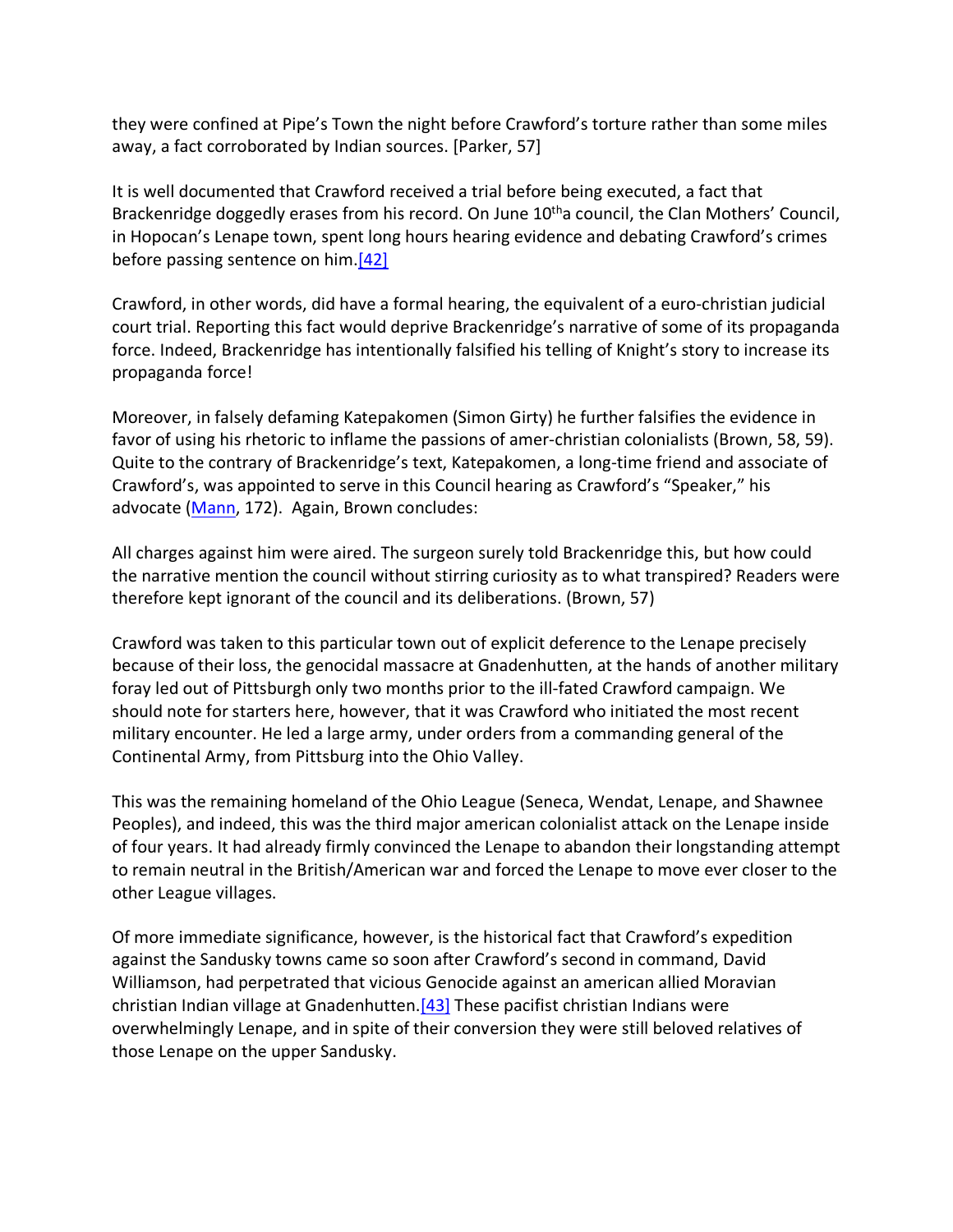they were confined at Pipe's Town the night before Crawford's torture rather than some miles away, a fact corroborated by Indian sources. [Parker, 57]

It is well documented that Crawford received a trial before being executed, a fact that Brackenridge doggedly erases from his record. On June 10th a council, the Clan Mothers' Council, in Hopocan's Lenape town, spent long hours hearing evidence and debating Crawford's crimes before passing sentence on him.[42]

Crawford, in other words, did have a formal hearing, the equivalent of a euro-christian judicial court trial. Reporting this fact would deprive Brackenridge's narrative of some of its propaganda force. Indeed, Brackenridge has intentionally falsified his telling of Knight's story to increase its propaganda force!

Moreover, in falsely defaming Katepakomen (Simon Girty) he further falsifies the evidence in favor of using his rhetoric to inflame the passions of amer-christian colonialists (Brown, 58, 59). Quite to the contrary of Brackenridge's text, Katepakomen, a long-time friend and associate of Crawford's, was appointed to serve in this Council hearing as Crawford's "Speaker," his advocate (Mann, 172). Again, Brown concludes:

All charges against him were aired. The surgeon surely told Brackenridge this, but how could the narrative mention the council without stirring curiosity as to what transpired? Readers were therefore kept ignorant of the council and its deliberations. (Brown, 57)

Crawford was taken to this particular town out of explicit deference to the Lenape precisely because of their loss, the genocidal massacre at Gnadenhutten, at the hands of another military foray led out of Pittsburgh only two months prior to the ill-fated Crawford campaign. We should note for starters here, however, that it was Crawford who initiated the most recent military encounter. He led a large army, under orders from a commanding general of the Continental Army, from Pittsburg into the Ohio Valley.

This was the remaining homeland of the Ohio League (Seneca, Wendat, Lenape, and Shawnee Peoples), and indeed, this was the third major american colonialist attack on the Lenape inside of four years. It had already firmly convinced the Lenape to abandon their longstanding attempt to remain neutral in the British/American war and forced the Lenape to move ever closer to the other League villages.

Of more immediate significance, however, is the historical fact that Crawford's expedition against the Sandusky towns came so soon after Crawford's second in command, David Williamson, had perpetrated that vicious Genocide against an american allied Moravian christian Indian village at Gnadenhutten.[43] These pacifist christian Indians were overwhelmingly Lenape, and in spite of their conversion they were still beloved relatives of those Lenape on the upper Sandusky.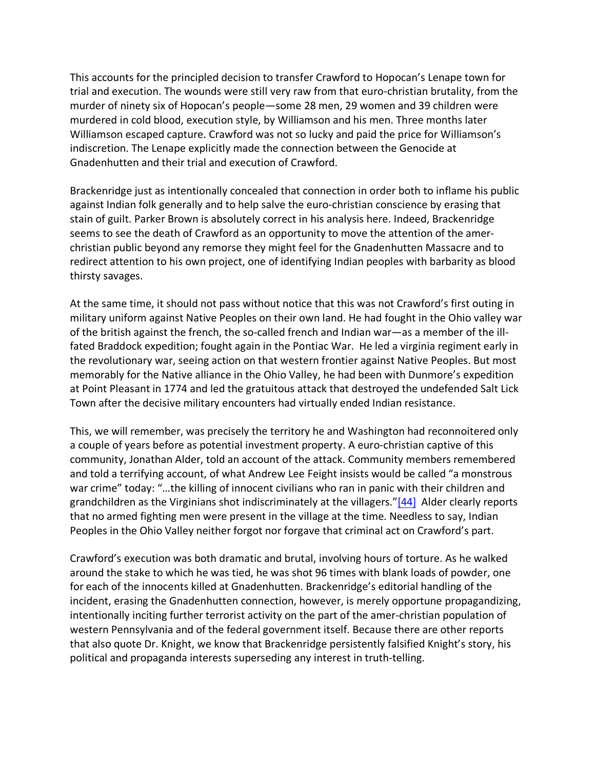This accounts for the principled decision to transfer Crawford to Hopocan's Lenape town for trial and execution. The wounds were still very raw from that euro-christian brutality, from the murder of ninety six of Hopocan's people—some 28 men, 29 women and 39 children were murdered in cold blood, execution style, by Williamson and his men. Three months later Williamson escaped capture. Crawford was not so lucky and paid the price for Williamson's indiscretion. The Lenape explicitly made the connection between the Genocide at Gnadenhutten and their trial and execution of Crawford.

Brackenridge just as intentionally concealed that connection in order both to inflame his public against Indian folk generally and to help salve the euro-christian conscience by erasing that stain of guilt. Parker Brown is absolutely correct in his analysis here. Indeed, Brackenridge seems to see the death of Crawford as an opportunity to move the attention of the amer-christian public beyond any remorse they might feel for the Gnadenhutten Massacre and to redirect attention to his own project, one of identifying Indian peoples with barbarity as blood thirsty savages.

At the same time, it should not pass without notice that this was not Crawford's first outing in military uniform against Native Peoples on their own land. He had fought in the Ohio valley war of the british against the french, the so-called french and Indian war—as a member of the ill-fated Braddock expedition; fought again in the Pontiac War. He led a virginia regiment early in the revolutionary war, seeing action on that western frontier against Native Peoples. But most memorably for the Native alliance in the Ohio Valley, he had been with Dunmore's expedition at Point Pleasant in 1774 and led the gratuitous attack that destroyed the undefended Salt Lick Town after the decisive military encounters had virtually ended Indian resistance.

This, we will remember, was precisely the territory he and Washington had reconnoitered only a couple of years before as potential investment property. A euro-christian captive of this community, Jonathan Alder, told an account of the attack. Community members remembered and told a terrifying account, of what Andrew Lee Feight insists would be called "a monstrous war crime" today: "…the killing of innocent civilians who ran in panic with their children and grandchildren as the Virginians shot indiscriminately at the villagers."[44] Alder clearly reports that no armed fighting men were present in the village at the time. Needless to say, Indian Peoples in the Ohio Valley neither forgot nor forgave that criminal act on Crawford's part.

Crawford's execution was both dramatic and brutal, involving hours of torture. As he walked around the stake to which he was tied, he was shot 96 times with blank loads of powder, one for each of the innocents killed at Gnadenhutten. Brackenridge's editorial handling of the incident, erasing the Gnadenhutten connection, however, is merely opportune propagandizing, intentionally inciting further terrorist activity on the part of the amer-christian population of western Pennsylvania and of the federal government itself. Because there are other reports that also quote Dr. Knight, we know that Brackenridge persistently falsified Knight's story, his political and propaganda interests superseding any interest in truth-telling.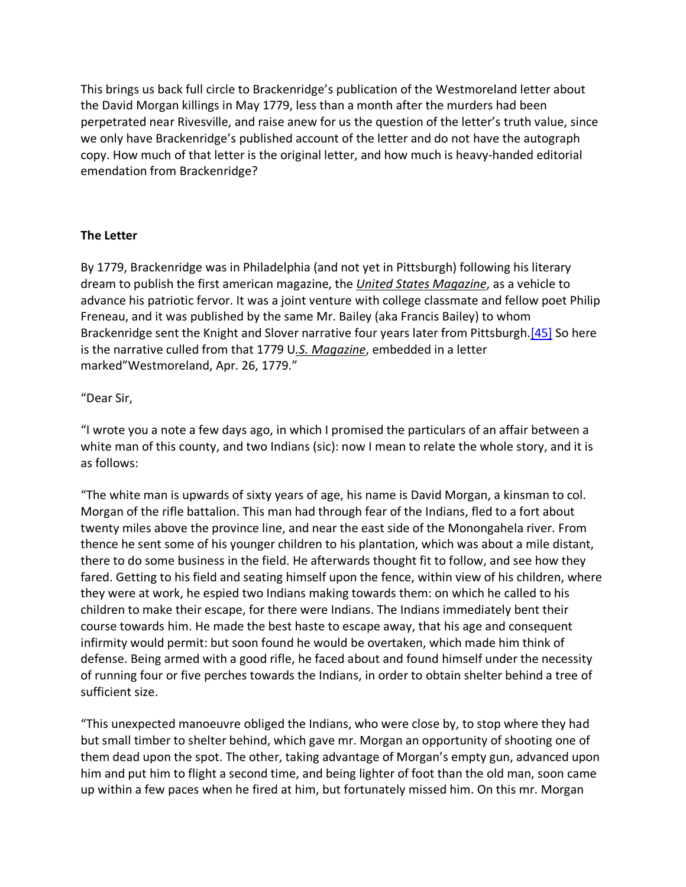This brings us back full circle to Brackenridge's publication of the Westmoreland letter about the David Morgan killings in May 1779, less than a month after the murders had been perpetrated near Rivesville, and raise anew for us the question of the letter's truth value, since we only have Brackenridge's published account of the letter and do not have the autograph copy. How much of that letter is the original letter, and how much is heavy-handed editorial emendation from Brackenridge?

**The Letter**

By 1779, Brackenridge was in Philadelphia (and not yet in Pittsburgh) following his literary dream to publish the first american magazine, the *United States Magazine*, as a vehicle to advance his patriotic fervor. It was a joint venture with college classmate and fellow poet Philip Freneau, and it was published by the same Mr. Bailey (aka Francis Bailey) to whom Brackenridge sent the Knight and Slover narrative four years later from Pittsburgh.[45] So here is the narrative culled from that 1779 U.*S. Magazine*, embedded in a letter marked"Westmoreland, Apr. 26, 1779."

"Dear Sir,

"I wrote you a note a few days ago, in which I promised the particulars of an affair between a white man of this county, and two Indians (sic): now I mean to relate the whole story, and it is as follows:

"The white man is upwards of sixty years of age, his name is David Morgan, a kinsman to col. Morgan of the rifle battalion. This man had through fear of the Indians, fled to a fort about twenty miles above the province line, and near the east side of the Monongahela river. From thence he sent some of his younger children to his plantation, which was about a mile distant, there to do some business in the field. He afterwards thought fit to follow, and see how they fared. Getting to his field and seating himself upon the fence, within view of his children, where they were at work, he espied two Indians making towards them: on which he called to his children to make their escape, for there were Indians. The Indians immediately bent their course towards him. He made the best haste to escape away, that his age and consequent infirmity would permit: but soon found he would be overtaken, which made him think of defense. Being armed with a good rifle, he faced about and found himself under the necessity of running four or five perches towards the Indians, in order to obtain shelter behind a tree of sufficient size.

"This unexpected manoeuvre obliged the Indians, who were close by, to stop where they had but small timber to shelter behind, which gave mr. Morgan an opportunity of shooting one of them dead upon the spot. The other, taking advantage of Morgan's empty gun, advanced upon him and put him to flight a second time, and being lighter of foot than the old man, soon came up within a few paces when he fired at him, but fortunately missed him. On this mr. Morgan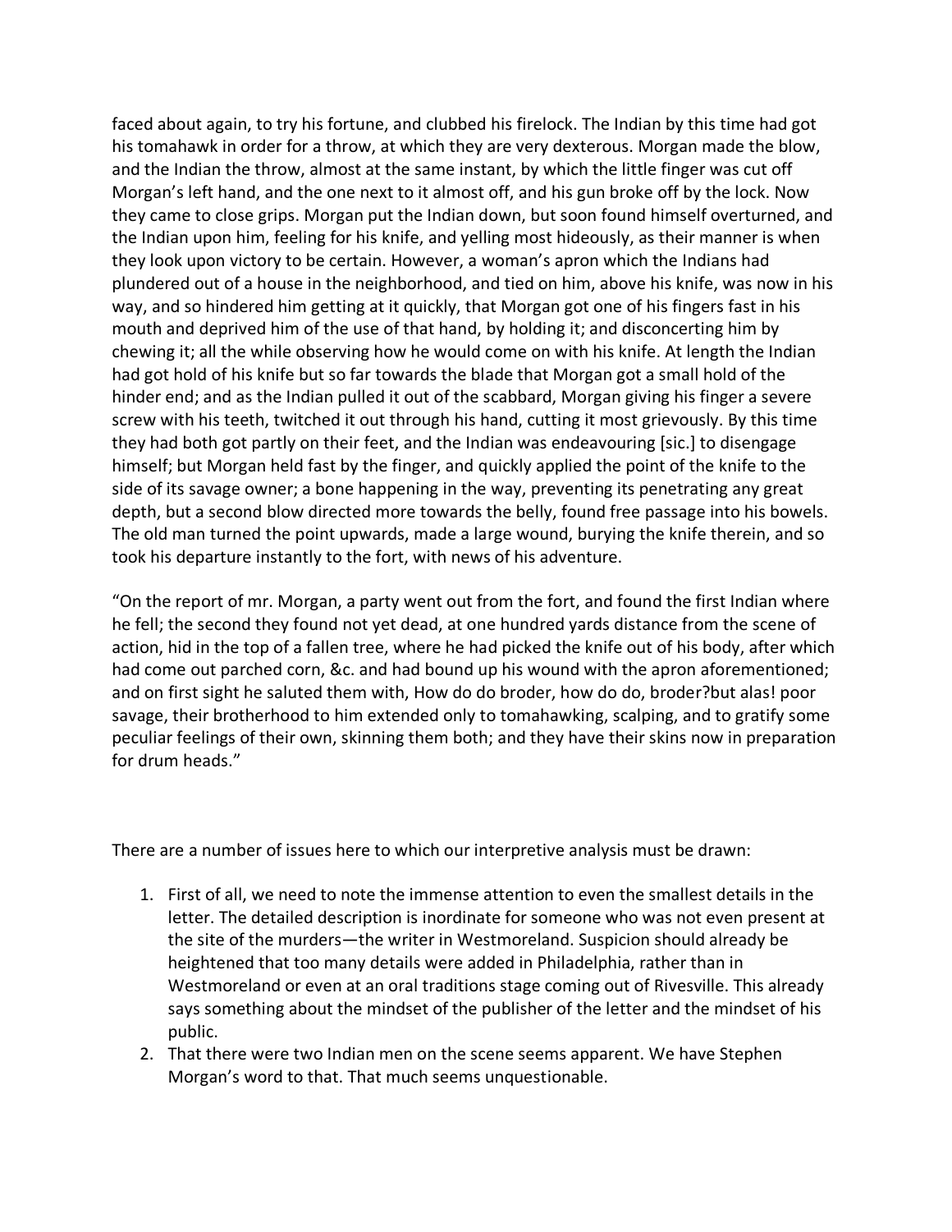faced about again, to try his fortune, and clubbed his firelock. The Indian by this time had got his tomahawk in order for a throw, at which they are very dexterous. Morgan made the blow, and the Indian the throw, almost at the same instant, by which the little finger was cut off Morgan's left hand, and the one next to it almost off, and his gun broke off by the lock. Now they came to close grips. Morgan put the Indian down, but soon found himself overturned, and the Indian upon him, feeling for his knife, and yelling most hideously, as their manner is when they look upon victory to be certain. However, a woman's apron which the Indians had plundered out of a house in the neighborhood, and tied on him, above his knife, was now in his way, and so hindered him getting at it quickly, that Morgan got one of his fingers fast in his mouth and deprived him of the use of that hand, by holding it; and disconcerting him by chewing it; all the while observing how he would come on with his knife. At length the Indian had got hold of his knife but so far towards the blade that Morgan got a small hold of the hinder end; and as the Indian pulled it out of the scabbard, Morgan giving his finger a severe screw with his teeth, twitched it out through his hand, cutting it most grievously. By this time they had both got partly on their feet, and the Indian was endeavouring [sic.] to disengage himself; but Morgan held fast by the finger, and quickly applied the point of the knife to the side of its savage owner; a bone happening in the way, preventing its penetrating any great depth, but a second blow directed more towards the belly, found free passage into his bowels. The old man turned the point upwards, made a large wound, burying the knife therein, and so took his departure instantly to the fort, with news of his adventure.

"On the report of mr. Morgan, a party went out from the fort, and found the first Indian where he fell; the second they found not yet dead, at one hundred yards distance from the scene of action, hid in the top of a fallen tree, where he had picked the knife out of his body, after which had come out parched corn, &c. and had bound up his wound with the apron aforementioned; and on first sight he saluted them with, How do do broder, how do do, broder?but alas! poor savage, their brotherhood to him extended only to tomahawking, scalping, and to gratify some peculiar feelings of their own, skinning them both; and they have their skins now in preparation for drum heads."

There are a number of issues here to which our interpretive analysis must be drawn:

1. First of all, we need to note the immense attention to even the smallest details in the letter. The detailed description is inordinate for someone who was not even present at the site of the murders—the writer in Westmoreland. Suspicion should already be heightened that too many details were added in Philadelphia, rather than in Westmoreland or even at an oral traditions stage coming out of Rivesville. This already says something about the mindset of the publisher of the letter and the mindset of his public.
2. That there were two Indian men on the scene seems apparent. We have Stephen Morgan's word to that. That much seems unquestionable.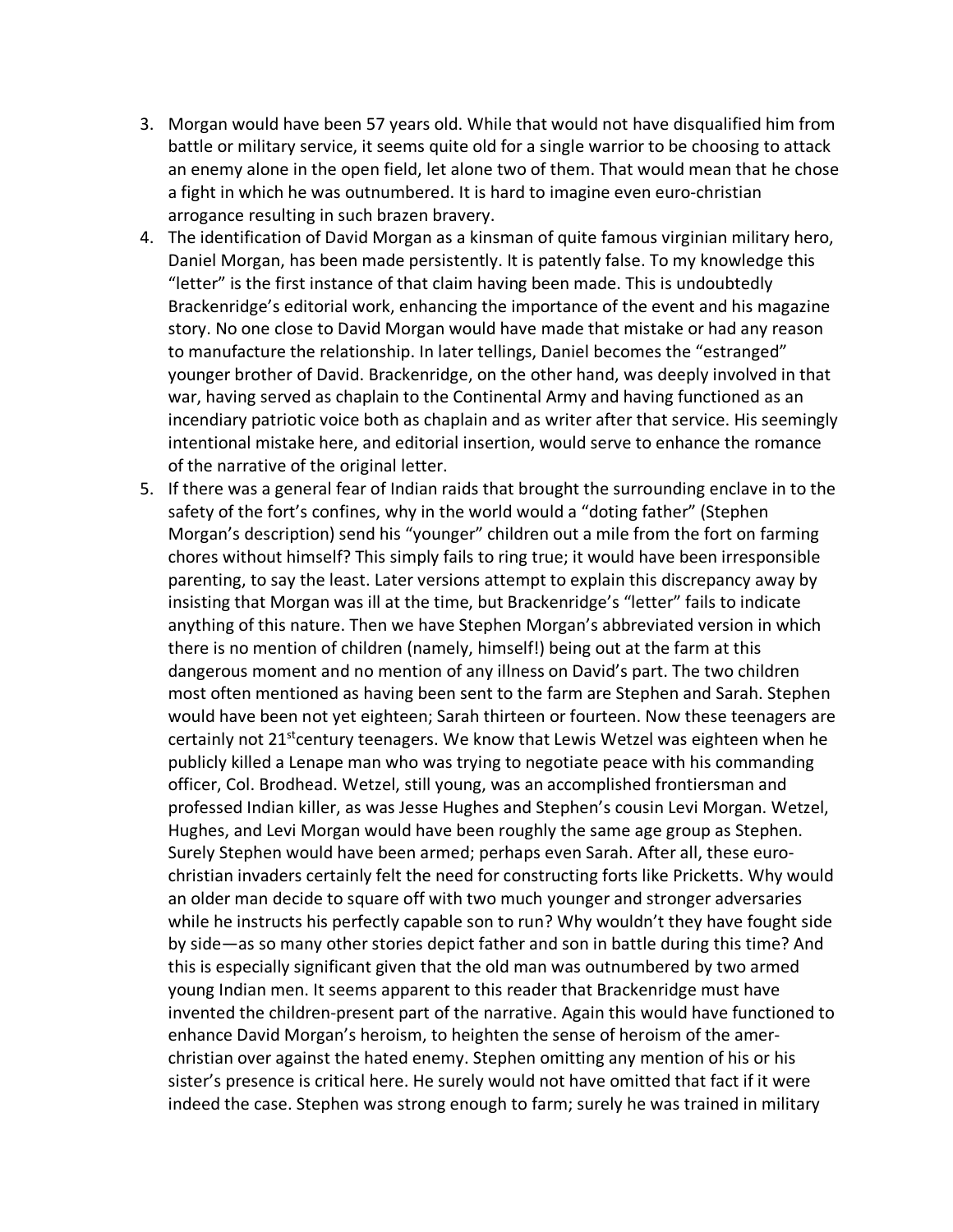3. Morgan would have been 57 years old. While that would not have disqualified him from battle or military service, it seems quite old for a single warrior to be choosing to attack an enemy alone in the open field, let alone two of them. That would mean that he chose a fight in which he was outnumbered. It is hard to imagine even euro-christian arrogance resulting in such brazen bravery.
4. The identification of David Morgan as a kinsman of quite famous virginian military hero, Daniel Morgan, has been made persistently. It is patently false. To my knowledge this "letter" is the first instance of that claim having been made. This is undoubtedly Brackenridge's editorial work, enhancing the importance of the event and his magazine story. No one close to David Morgan would have made that mistake or had any reason to manufacture the relationship. In later tellings, Daniel becomes the "estranged" younger brother of David. Brackenridge, on the other hand, was deeply involved in that war, having served as chaplain to the Continental Army and having functioned as an incendiary patriotic voice both as chaplain and as writer after that service. His seemingly intentional mistake here, and editorial insertion, would serve to enhance the romance of the narrative of the original letter.
5. If there was a general fear of Indian raids that brought the surrounding enclave in to the safety of the fort's confines, why in the world would a "doting father" (Stephen Morgan's description) send his "younger" children out a mile from the fort on farming chores without himself? This simply fails to ring true; it would have been irresponsible parenting, to say the least. Later versions attempt to explain this discrepancy away by insisting that Morgan was ill at the time, but Brackenridge's "letter" fails to indicate anything of this nature. Then we have Stephen Morgan's abbreviated version in which there is no mention of children (namely, himself!) being out at the farm at this dangerous moment and no mention of any illness on David's part. The two children most often mentioned as having been sent to the farm are Stephen and Sarah. Stephen would have been not yet eighteen; Sarah thirteen or fourteen. Now these teenagers are certainly not 21st century teenagers. We know that Lewis Wetzel was eighteen when he publicly killed a Lenape man who was trying to negotiate peace with his commanding officer, Col. Brodhead. Wetzel, still young, was an accomplished frontiersman and professed Indian killer, as was Jesse Hughes and Stephen's cousin Levi Morgan. Wetzel, Hughes, and Levi Morgan would have been roughly the same age group as Stephen. Surely Stephen would have been armed; perhaps even Sarah. After all, these euro-christian invaders certainly felt the need for constructing forts like Pricketts. Why would an older man decide to square off with two much younger and stronger adversaries while he instructs his perfectly capable son to run? Why wouldn't they have fought side by side—as so many other stories depict father and son in battle during this time? And this is especially significant given that the old man was outnumbered by two armed young Indian men. It seems apparent to this reader that Brackenridge must have invented the children-present part of the narrative. Again this would have functioned to enhance David Morgan's heroism, to heighten the sense of heroism of the amer-christian over against the hated enemy. Stephen omitting any mention of his or his sister's presence is critical here. He surely would not have omitted that fact if it were indeed the case. Stephen was strong enough to farm; surely he was trained in military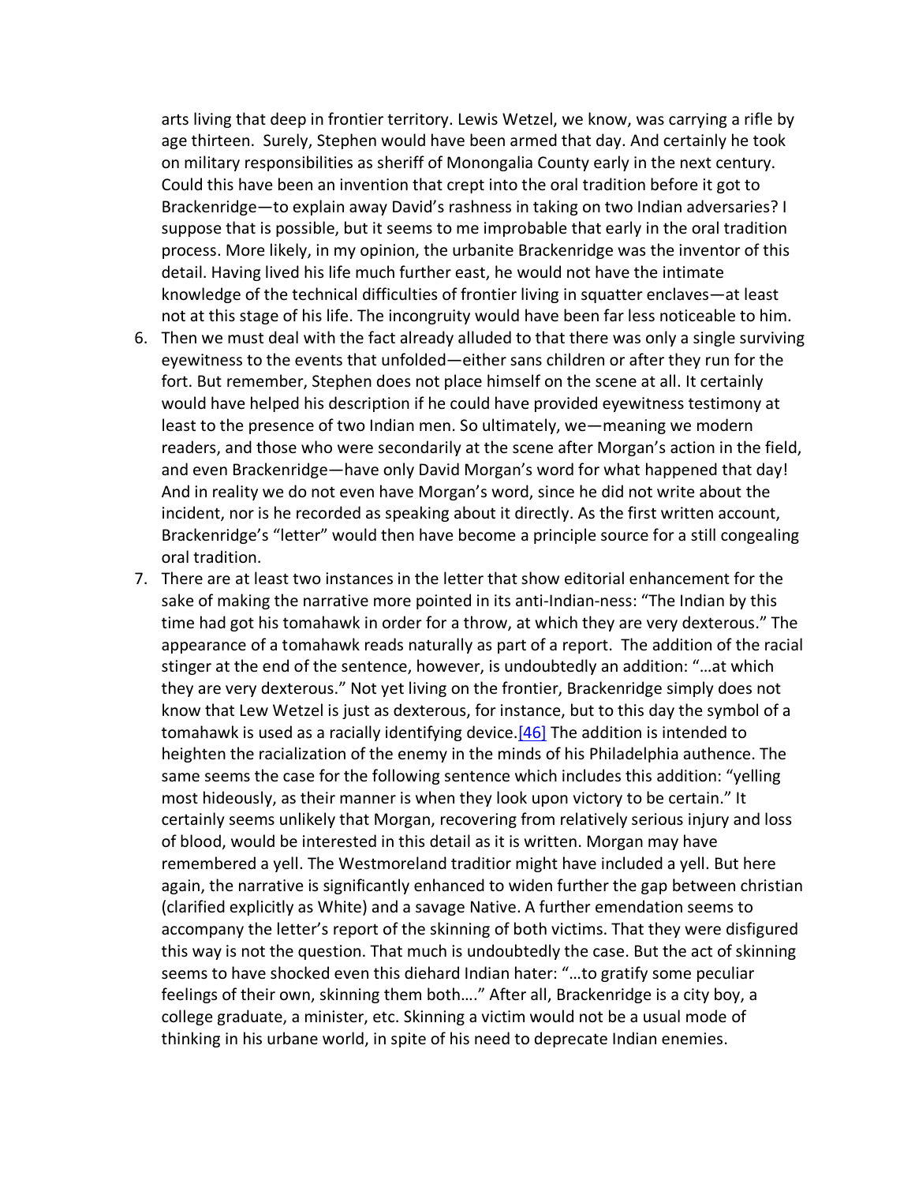arts living that deep in frontier territory. Lewis Wetzel, we know, was carrying a rifle by age thirteen. Surely, Stephen would have been armed that day. And certainly he took on military responsibilities as sheriff of Monongalia County early in the next century. Could this have been an invention that crept into the oral tradition before it got to Brackenridge—to explain away David's rashness in taking on two Indian adversaries? I suppose that is possible, but it seems to me improbable that early in the oral tradition process. More likely, in my opinion, the urbanite Brackenridge was the inventor of this detail. Having lived his life much further east, he would not have the intimate knowledge of the technical difficulties of frontier living in squatter enclaves—at least not at this stage of his life. The incongruity would have been far less noticeable to him.

6. Then we must deal with the fact already alluded to that there was only a single surviving eyewitness to the events that unfolded—either sans children or after they run for the fort. But remember, Stephen does not place himself on the scene at all. It certainly would have helped his description if he could have provided eyewitness testimony at least to the presence of two Indian men. So ultimately, we—meaning we modern readers, and those who were secondarily at the scene after Morgan's action in the field, and even Brackenridge—have only David Morgan's word for what happened that day! And in reality we do not even have Morgan's word, since he did not write about the incident, nor is he recorded as speaking about it directly. As the first written account, Brackenridge's "letter" would then have become a principle source for a still congealing oral tradition.
7. There are at least two instances in the letter that show editorial enhancement for the sake of making the narrative more pointed in its anti-Indian-ness: "The Indian by this time had got his tomahawk in order for a throw, at which they are very dexterous." The appearance of a tomahawk reads naturally as part of a report. The addition of the racial stinger at the end of the sentence, however, is undoubtedly an addition: "…at which they are very dexterous." Not yet living on the frontier, Brackenridge simply does not know that Lew Wetzel is just as dexterous, for instance, but to this day the symbol of a tomahawk is used as a racially identifying device.[46] The addition is intended to heighten the racialization of the enemy in the minds of his Philadelphia authence. The same seems the case for the following sentence which includes this addition: "yelling most hideously, as their manner is when they look upon victory to be certain." It certainly seems unlikely that Morgan, recovering from relatively serious injury and loss of blood, would be interested in this detail as it is written. Morgan may have remembered a yell. The Westmoreland traditior might have included a yell. But here again, the narrative is significantly enhanced to widen further the gap between christian (clarified explicitly as White) and a savage Native. A further emendation seems to accompany the letter's report of the skinning of both victims. That they were disfigured this way is not the question. That much is undoubtedly the case. But the act of skinning seems to have shocked even this diehard Indian hater: "…to gratify some peculiar feelings of their own, skinning them both…." After all, Brackenridge is a city boy, a college graduate, a minister, etc. Skinning a victim would not be a usual mode of thinking in his urbane world, in spite of his need to deprecate Indian enemies.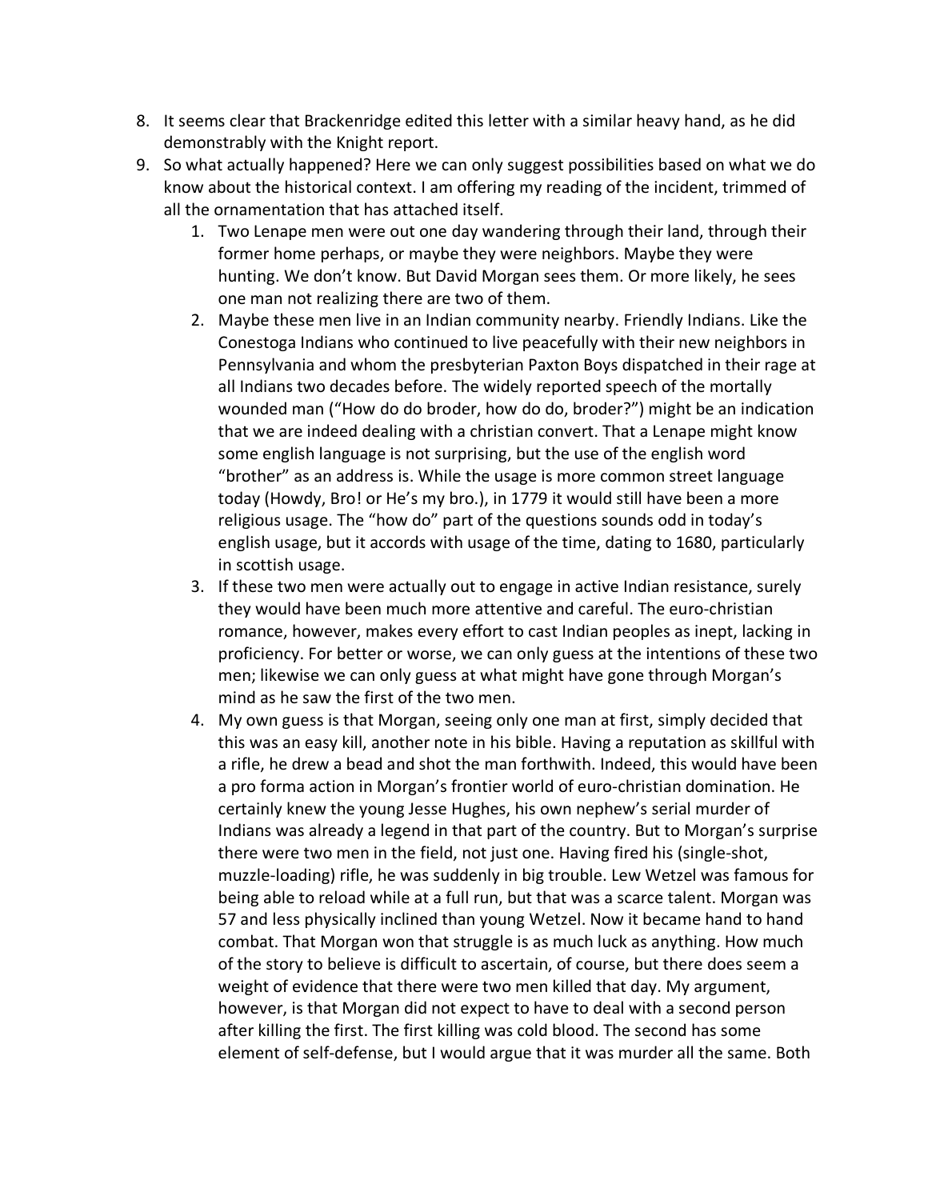8. It seems clear that Brackenridge edited this letter with a similar heavy hand, as he did demonstrably with the Knight report.
9. So what actually happened? Here we can only suggest possibilities based on what we do know about the historical context. I am offering my reading of the incident, trimmed of all the ornamentation that has attached itself.
    1. Two Lenape men were out one day wandering through their land, through their former home perhaps, or maybe they were neighbors. Maybe they were hunting. We don't know. But David Morgan sees them. Or more likely, he sees one man not realizing there are two of them.
    2. Maybe these men live in an Indian community nearby. Friendly Indians. Like the Conestoga Indians who continued to live peacefully with their new neighbors in Pennsylvania and whom the presbyterian Paxton Boys dispatched in their rage at all Indians two decades before. The widely reported speech of the mortally wounded man ("How do do broder, how do do, broder?") might be an indication that we are indeed dealing with a christian convert. That a Lenape might know some english language is not surprising, but the use of the english word "brother" as an address is. While the usage is more common street language today (Howdy, Bro! or He's my bro.), in 1779 it would still have been a more religious usage. The "how do" part of the questions sounds odd in today's english usage, but it accords with usage of the time, dating to 1680, particularly in scottish usage.
    3. If these two men were actually out to engage in active Indian resistance, surely they would have been much more attentive and careful. The euro-christian romance, however, makes every effort to cast Indian peoples as inept, lacking in proficiency. For better or worse, we can only guess at the intentions of these two men; likewise we can only guess at what might have gone through Morgan's mind as he saw the first of the two men.
    4. My own guess is that Morgan, seeing only one man at first, simply decided that this was an easy kill, another note in his bible. Having a reputation as skillful with a rifle, he drew a bead and shot the man forthwith. Indeed, this would have been a pro forma action in Morgan's frontier world of euro-christian domination. He certainly knew the young Jesse Hughes, his own nephew's serial murder of Indians was already a legend in that part of the country. But to Morgan's surprise there were two men in the field, not just one. Having fired his (single-shot, muzzle-loading) rifle, he was suddenly in big trouble. Lew Wetzel was famous for being able to reload while at a full run, but that was a scarce talent. Morgan was 57 and less physically inclined than young Wetzel. Now it became hand to hand combat. That Morgan won that struggle is as much luck as anything. How much of the story to believe is difficult to ascertain, of course, but there does seem a weight of evidence that there were two men killed that day. My argument, however, is that Morgan did not expect to have to deal with a second person after killing the first. The first killing was cold blood. The second has some element of self-defense, but I would argue that it was murder all the same. Both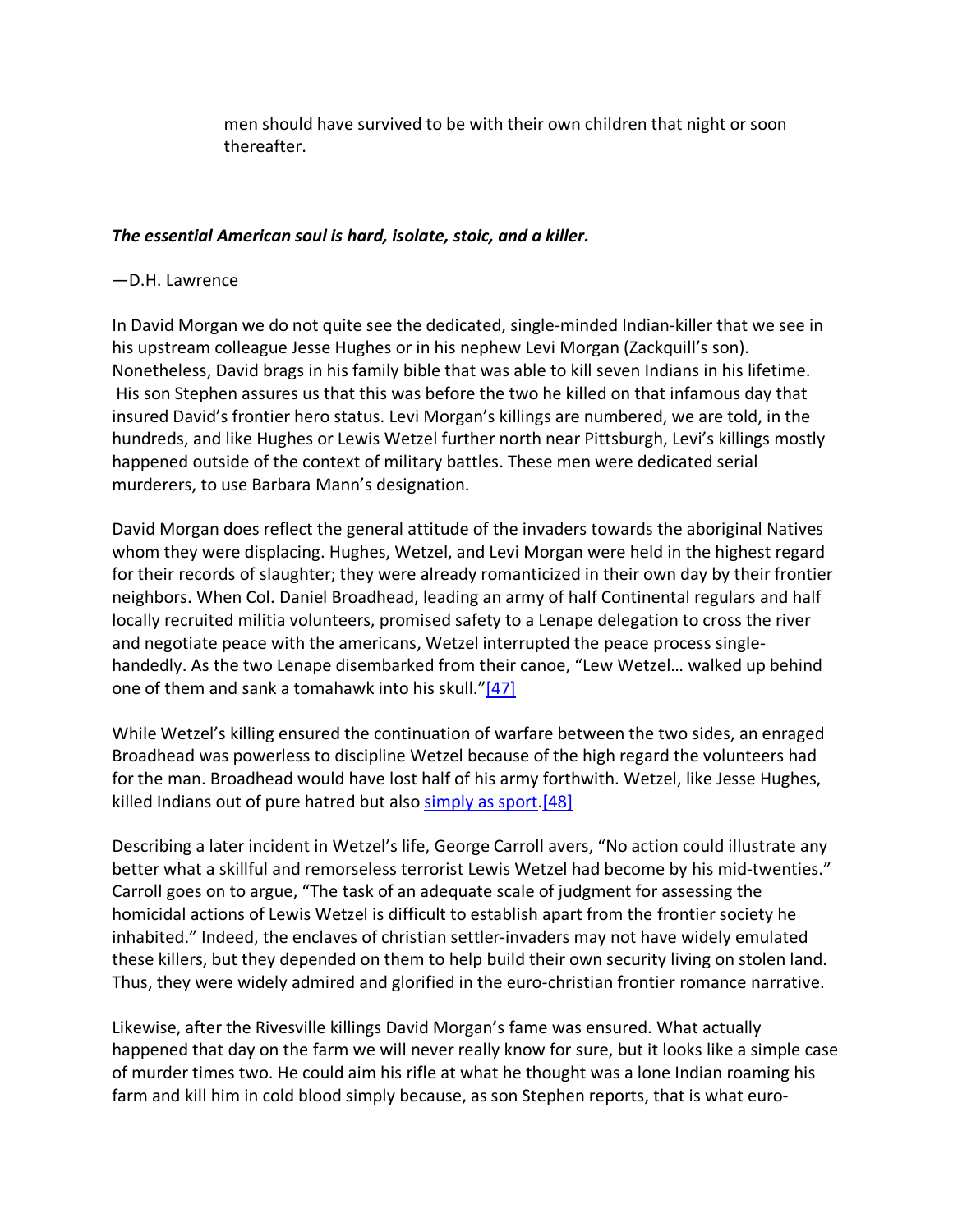men should have survived to be with their own children that night or soon thereafter.

***The essential American soul is hard, isolate, stoic, and a killer.***

—D.H. Lawrence

In David Morgan we do not quite see the dedicated, single-minded Indian-killer that we see in his upstream colleague Jesse Hughes or in his nephew Levi Morgan (Zackquill's son). Nonetheless, David brags in his family bible that was able to kill seven Indians in his lifetime. His son Stephen assures us that this was before the two he killed on that infamous day that insured David's frontier hero status. Levi Morgan's killings are numbered, we are told, in the hundreds, and like Hughes or Lewis Wetzel further north near Pittsburgh, Levi's killings mostly happened outside of the context of military battles. These men were dedicated serial murderers, to use Barbara Mann's designation.

David Morgan does reflect the general attitude of the invaders towards the aboriginal Natives whom they were displacing. Hughes, Wetzel, and Levi Morgan were held in the highest regard for their records of slaughter; they were already romanticized in their own day by their frontier neighbors. When Col. Daniel Broadhead, leading an army of half Continental regulars and half locally recruited militia volunteers, promised safety to a Lenape delegation to cross the river and negotiate peace with the americans, Wetzel interrupted the peace process single-handedly. As the two Lenape disembarked from their canoe, "Lew Wetzel… walked up behind one of them and sank a tomahawk into his skull."[47]

While Wetzel's killing ensured the continuation of warfare between the two sides, an enraged Broadhead was powerless to discipline Wetzel because of the high regard the volunteers had for the man. Broadhead would have lost half of his army forthwith. Wetzel, like Jesse Hughes, killed Indians out of pure hatred but also simply as sport.[48]

Describing a later incident in Wetzel's life, George Carroll avers, "No action could illustrate any better what a skillful and remorseless terrorist Lewis Wetzel had become by his mid-twenties." Carroll goes on to argue, "The task of an adequate scale of judgment for assessing the homicidal actions of Lewis Wetzel is difficult to establish apart from the frontier society he inhabited." Indeed, the enclaves of christian settler-invaders may not have widely emulated these killers, but they depended on them to help build their own security living on stolen land. Thus, they were widely admired and glorified in the euro-christian frontier romance narrative.

Likewise, after the Rivesville killings David Morgan's fame was ensured. What actually happened that day on the farm we will never really know for sure, but it looks like a simple case of murder times two. He could aim his rifle at what he thought was a lone Indian roaming his farm and kill him in cold blood simply because, as son Stephen reports, that is what euro-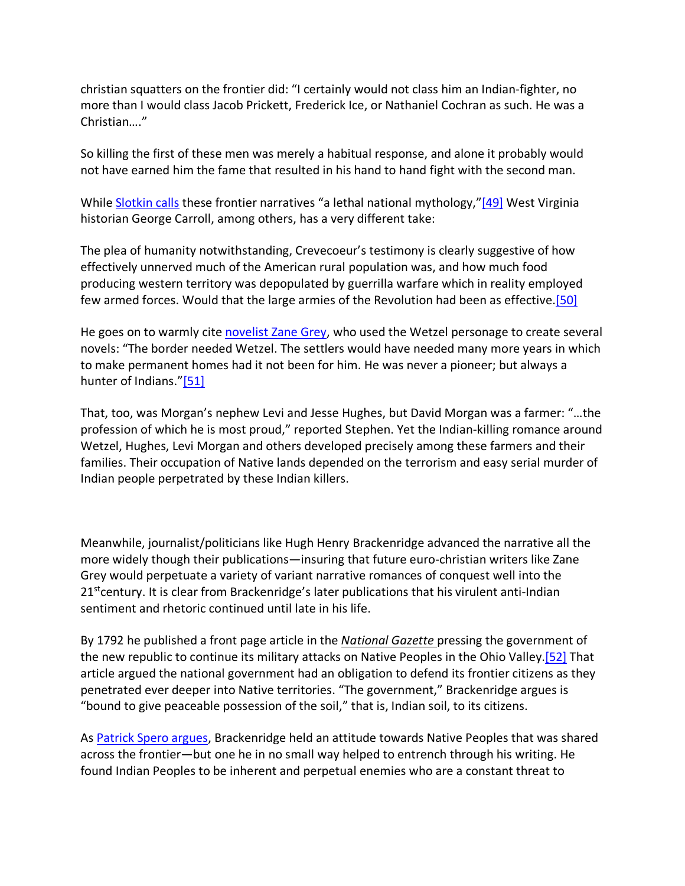christian squatters on the frontier did: "I certainly would not class him an Indian-fighter, no more than I would class Jacob Prickett, Frederick Ice, or Nathaniel Cochran as such. He was a Christian…."

So killing the first of these men was merely a habitual response, and alone it probably would not have earned him the fame that resulted in his hand to hand fight with the second man.

While Slotkin calls these frontier narratives "a lethal national mythology,"[49] West Virginia historian George Carroll, among others, has a very different take:

The plea of humanity notwithstanding, Crevecoeur's testimony is clearly suggestive of how effectively unnerved much of the American rural population was, and how much food producing western territory was depopulated by guerrilla warfare which in reality employed few armed forces. Would that the large armies of the Revolution had been as effective.[50]

He goes on to warmly cite novelist Zane Grey, who used the Wetzel personage to create several novels: "The border needed Wetzel. The settlers would have needed many more years in which to make permanent homes had it not been for him. He was never a pioneer; but always a hunter of Indians."[51]

That, too, was Morgan's nephew Levi and Jesse Hughes, but David Morgan was a farmer: "…the profession of which he is most proud," reported Stephen. Yet the Indian-killing romance around Wetzel, Hughes, Levi Morgan and others developed precisely among these farmers and their families. Their occupation of Native lands depended on the terrorism and easy serial murder of Indian people perpetrated by these Indian killers.

Meanwhile, journalist/politicians like Hugh Henry Brackenridge advanced the narrative all the more widely though their publications—insuring that future euro-christian writers like Zane Grey would perpetuate a variety of variant narrative romances of conquest well into the 21st century. It is clear from Brackenridge's later publications that his virulent anti-Indian sentiment and rhetoric continued until late in his life.

By 1792 he published a front page article in the *National Gazette* pressing the government of the new republic to continue its military attacks on Native Peoples in the Ohio Valley.[52] That article argued the national government had an obligation to defend its frontier citizens as they penetrated ever deeper into Native territories. "The government," Brackenridge argues is "bound to give peaceable possession of the soil," that is, Indian soil, to its citizens.

As Patrick Spero argues, Brackenridge held an attitude towards Native Peoples that was shared across the frontier—but one he in no small way helped to entrench through his writing. He found Indian Peoples to be inherent and perpetual enemies who are a constant threat to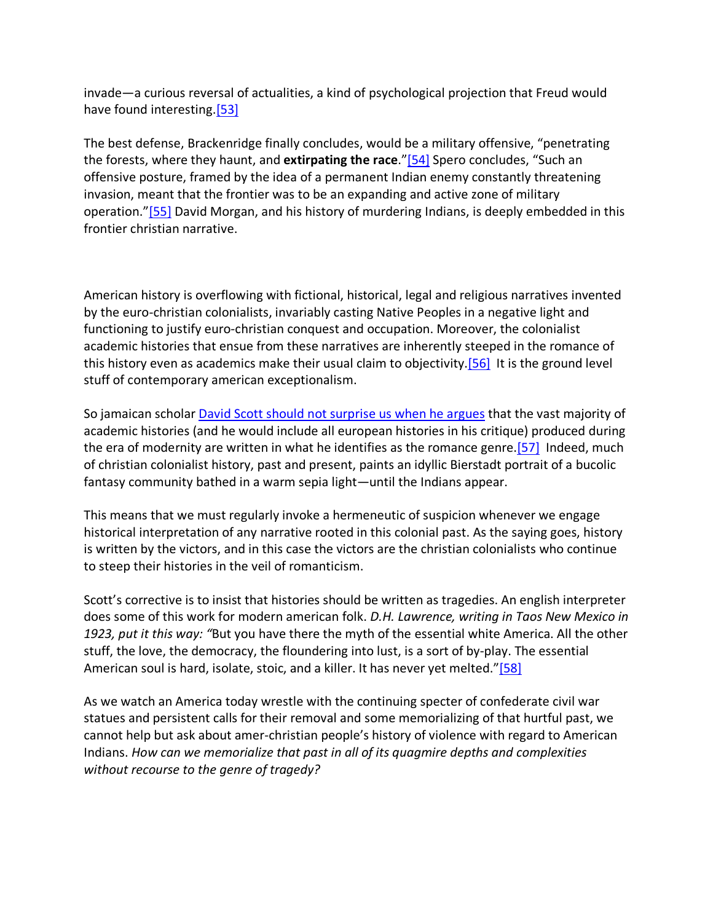invade—a curious reversal of actualities, a kind of psychological projection that Freud would have found interesting.[53]

The best defense, Brackenridge finally concludes, would be a military offensive, "penetrating the forests, where they haunt, and **extirpating the race**."[54] Spero concludes, "Such an offensive posture, framed by the idea of a permanent Indian enemy constantly threatening invasion, meant that the frontier was to be an expanding and active zone of military operation."[55] David Morgan, and his history of murdering Indians, is deeply embedded in this frontier christian narrative.

American history is overflowing with fictional, historical, legal and religious narratives invented by the euro-christian colonialists, invariably casting Native Peoples in a negative light and functioning to justify euro-christian conquest and occupation. Moreover, the colonialist academic histories that ensue from these narratives are inherently steeped in the romance of this history even as academics make their usual claim to objectivity.[56] It is the ground level stuff of contemporary american exceptionalism.

So jamaican scholar David Scott should not surprise us when he argues that the vast majority of academic histories (and he would include all european histories in his critique) produced during the era of modernity are written in what he identifies as the romance genre.[57] Indeed, much of christian colonialist history, past and present, paints an idyllic Bierstadt portrait of a bucolic fantasy community bathed in a warm sepia light—until the Indians appear.

This means that we must regularly invoke a hermeneutic of suspicion whenever we engage historical interpretation of any narrative rooted in this colonial past. As the saying goes, history is written by the victors, and in this case the victors are the christian colonialists who continue to steep their histories in the veil of romanticism.

Scott's corrective is to insist that histories should be written as tragedies. An english interpreter does some of this work for modern american folk. *D.H. Lawrence, writing in Taos New Mexico in 1923, put it this way: "*But you have there the myth of the essential white America. All the other stuff, the love, the democracy, the floundering into lust, is a sort of by-play. The essential American soul is hard, isolate, stoic, and a killer. It has never yet melted."[58]

As we watch an America today wrestle with the continuing specter of confederate civil war statues and persistent calls for their removal and some memorializing of that hurtful past, we cannot help but ask about amer-christian people's history of violence with regard to American Indians. *How can we memorialize that past in all of its quagmire depths and complexities without recourse to the genre of tragedy?*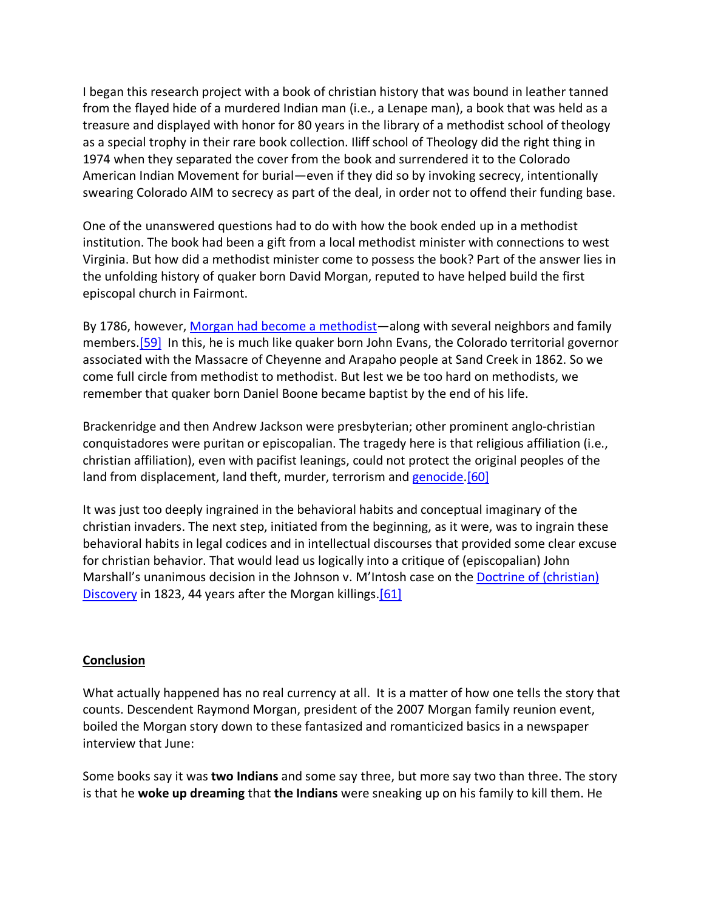I began this research project with a book of christian history that was bound in leather tanned from the flayed hide of a murdered Indian man (i.e., a Lenape man), a book that was held as a treasure and displayed with honor for 80 years in the library of a methodist school of theology as a special trophy in their rare book collection. Iliff school of Theology did the right thing in 1974 when they separated the cover from the book and surrendered it to the Colorado American Indian Movement for burial—even if they did so by invoking secrecy, intentionally swearing Colorado AIM to secrecy as part of the deal, in order not to offend their funding base.

One of the unanswered questions had to do with how the book ended up in a methodist institution. The book had been a gift from a local methodist minister with connections to west Virginia. But how did a methodist minister come to possess the book? Part of the answer lies in the unfolding history of quaker born David Morgan, reputed to have helped build the first episcopal church in Fairmont.

By 1786, however, Morgan had become a methodist—along with several neighbors and family members.[59] In this, he is much like quaker born John Evans, the Colorado territorial governor associated with the Massacre of Cheyenne and Arapaho people at Sand Creek in 1862. So we come full circle from methodist to methodist. But lest we be too hard on methodists, we remember that quaker born Daniel Boone became baptist by the end of his life.

Brackenridge and then Andrew Jackson were presbyterian; other prominent anglo-christian conquistadores were puritan or episcopalian. The tragedy here is that religious affiliation (i.e., christian affiliation), even with pacifist leanings, could not protect the original peoples of the land from displacement, land theft, murder, terrorism and genocide.[60]

It was just too deeply ingrained in the behavioral habits and conceptual imaginary of the christian invaders. The next step, initiated from the beginning, as it were, was to ingrain these behavioral habits in legal codices and in intellectual discourses that provided some clear excuse for christian behavior. That would lead us logically into a critique of (episcopalian) John Marshall's unanimous decision in the Johnson v. M'Intosh case on the Doctrine of (christian) Discovery in 1823, 44 years after the Morgan killings.[61]

## Conclusion

What actually happened has no real currency at all. It is a matter of how one tells the story that counts. Descendent Raymond Morgan, president of the 2007 Morgan family reunion event, boiled the Morgan story down to these fantasized and romanticized basics in a newspaper interview that June:

Some books say it was **two Indians** and some say three, but more say two than three. The story is that he **woke up dreaming** that **the Indians** were sneaking up on his family to kill them. He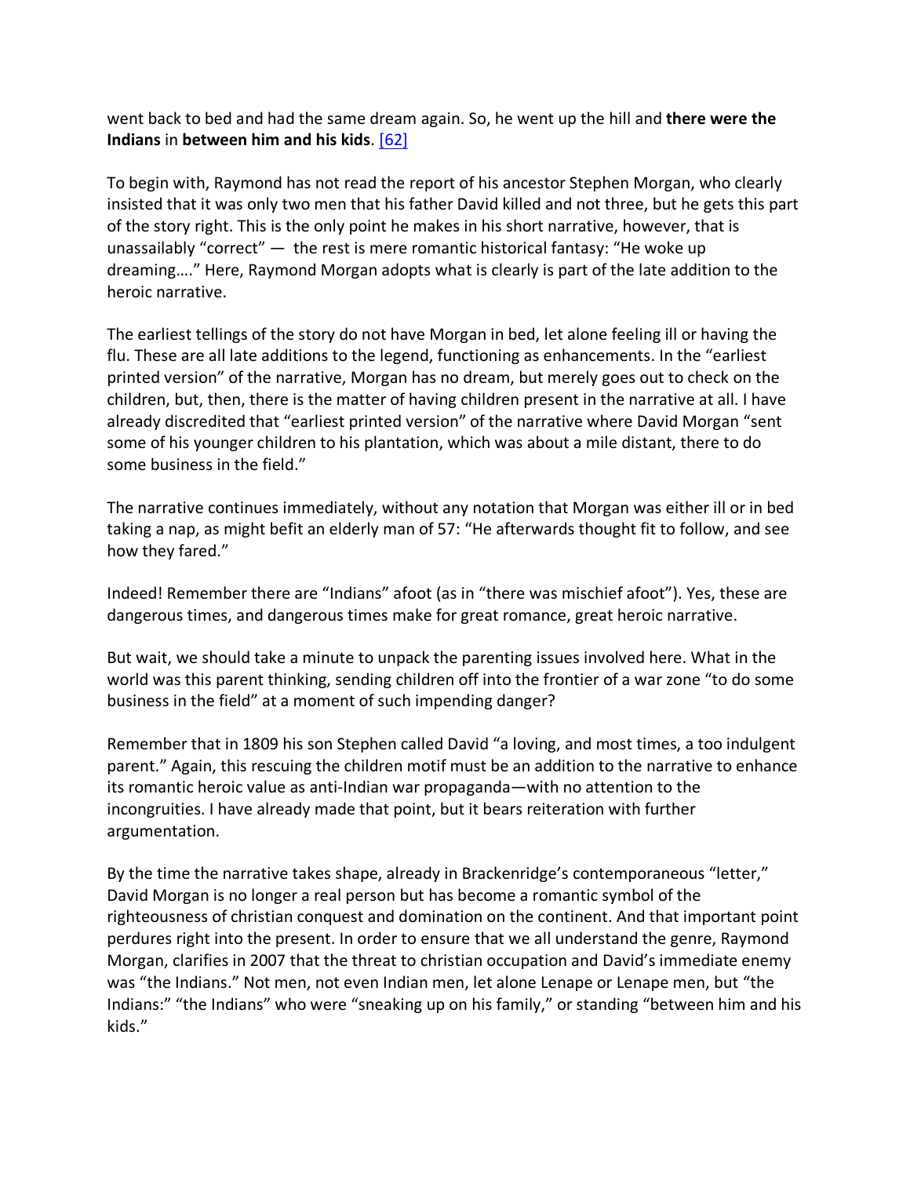went back to bed and had the same dream again. So, he went up the hill and **there were the Indians** in **between him and his kids**. [62]

To begin with, Raymond has not read the report of his ancestor Stephen Morgan, who clearly insisted that it was only two men that his father David killed and not three, but he gets this part of the story right. This is the only point he makes in his short narrative, however, that is unassailably "correct" — the rest is mere romantic historical fantasy: "He woke up dreaming…." Here, Raymond Morgan adopts what is clearly is part of the late addition to the heroic narrative.

The earliest tellings of the story do not have Morgan in bed, let alone feeling ill or having the flu. These are all late additions to the legend, functioning as enhancements. In the "earliest printed version" of the narrative, Morgan has no dream, but merely goes out to check on the children, but, then, there is the matter of having children present in the narrative at all. I have already discredited that "earliest printed version" of the narrative where David Morgan "sent some of his younger children to his plantation, which was about a mile distant, there to do some business in the field."

The narrative continues immediately, without any notation that Morgan was either ill or in bed taking a nap, as might befit an elderly man of 57: "He afterwards thought fit to follow, and see how they fared."

Indeed! Remember there are "Indians" afoot (as in "there was mischief afoot"). Yes, these are dangerous times, and dangerous times make for great romance, great heroic narrative.

But wait, we should take a minute to unpack the parenting issues involved here. What in the world was this parent thinking, sending children off into the frontier of a war zone "to do some business in the field" at a moment of such impending danger?

Remember that in 1809 his son Stephen called David "a loving, and most times, a too indulgent parent." Again, this rescuing the children motif must be an addition to the narrative to enhance its romantic heroic value as anti-Indian war propaganda—with no attention to the incongruities. I have already made that point, but it bears reiteration with further argumentation.

By the time the narrative takes shape, already in Brackenridge's contemporaneous "letter," David Morgan is no longer a real person but has become a romantic symbol of the righteousness of christian conquest and domination on the continent. And that important point perdures right into the present. In order to ensure that we all understand the genre, Raymond Morgan, clarifies in 2007 that the threat to christian occupation and David's immediate enemy was "the Indians." Not men, not even Indian men, let alone Lenape or Lenape men, but "the Indians:" "the Indians" who were "sneaking up on his family," or standing "between him and his kids."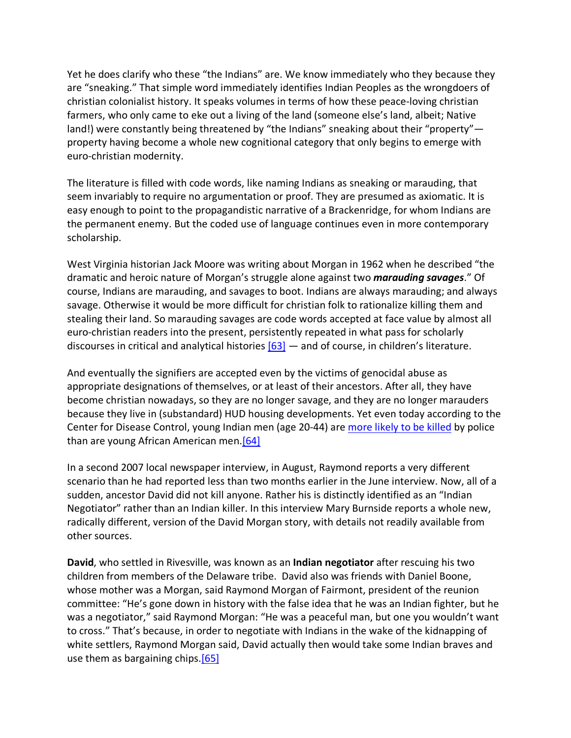Yet he does clarify who these "the Indians" are. We know immediately who they because they are "sneaking." That simple word immediately identifies Indian Peoples as the wrongdoers of christian colonialist history. It speaks volumes in terms of how these peace-loving christian farmers, who only came to eke out a living of the land (someone else's land, albeit; Native land!) were constantly being threatened by "the Indians" sneaking about their "property"—property having become a whole new cognitional category that only begins to emerge with euro-christian modernity.

The literature is filled with code words, like naming Indians as sneaking or marauding, that seem invariably to require no argumentation or proof. They are presumed as axiomatic. It is easy enough to point to the propagandistic narrative of a Brackenridge, for whom Indians are the permanent enemy. But the coded use of language continues even in more contemporary scholarship.

West Virginia historian Jack Moore was writing about Morgan in 1962 when he described "the dramatic and heroic nature of Morgan's struggle alone against two ***marauding savages***." Of course, Indians are marauding, and savages to boot. Indians are always marauding; and always savage. Otherwise it would be more difficult for christian folk to rationalize killing them and stealing their land. So marauding savages are code words accepted at face value by almost all euro-christian readers into the present, persistently repeated in what pass for scholarly discourses in critical and analytical histories [63] — and of course, in children's literature.

And eventually the signifiers are accepted even by the victims of genocidal abuse as appropriate designations of themselves, or at least of their ancestors. After all, they have become christian nowadays, so they are no longer savage, and they are no longer marauders because they live in (substandard) HUD housing developments. Yet even today according to the Center for Disease Control, young Indian men (age 20-44) are more likely to be killed by police than are young African American men.[64]

In a second 2007 local newspaper interview, in August, Raymond reports a very different scenario than he had reported less than two months earlier in the June interview. Now, all of a sudden, ancestor David did not kill anyone. Rather his is distinctly identified as an "Indian Negotiator" rather than an Indian killer. In this interview Mary Burnside reports a whole new, radically different, version of the David Morgan story, with details not readily available from other sources.

**David**, who settled in Rivesville, was known as an **Indian negotiator** after rescuing his two children from members of the Delaware tribe. David also was friends with Daniel Boone, whose mother was a Morgan, said Raymond Morgan of Fairmont, president of the reunion committee: "He's gone down in history with the false idea that he was an Indian fighter, but he was a negotiator," said Raymond Morgan: "He was a peaceful man, but one you wouldn't want to cross." That's because, in order to negotiate with Indians in the wake of the kidnapping of white settlers, Raymond Morgan said, David actually then would take some Indian braves and use them as bargaining chips.[65]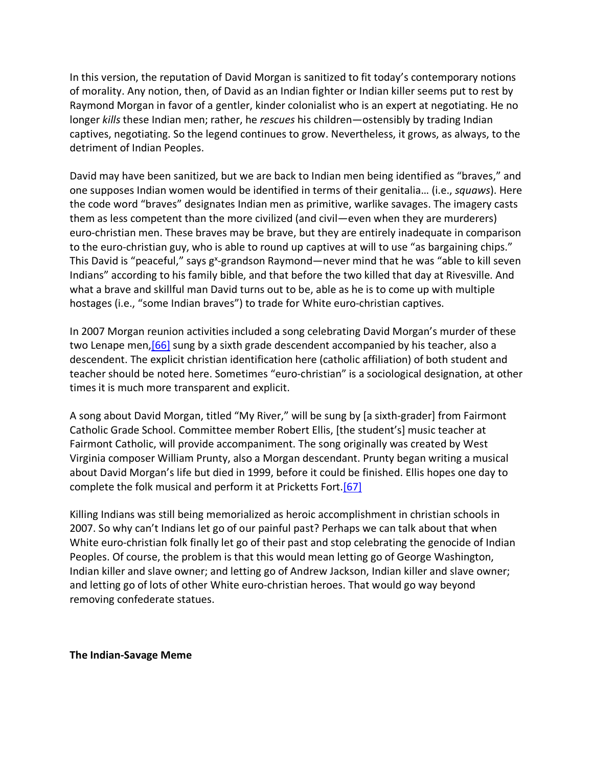In this version, the reputation of David Morgan is sanitized to fit today's contemporary notions of morality. Any notion, then, of David as an Indian fighter or Indian killer seems put to rest by Raymond Morgan in favor of a gentler, kinder colonialist who is an expert at negotiating. He no longer *kills* these Indian men; rather, he *rescues* his children—ostensibly by trading Indian captives, negotiating. So the legend continues to grow. Nevertheless, it grows, as always, to the detriment of Indian Peoples.

David may have been sanitized, but we are back to Indian men being identified as "braves," and one supposes Indian women would be identified in terms of their genitalia… (i.e., *squaws*). Here the code word "braves" designates Indian men as primitive, warlike savages. The imagery casts them as less competent than the more civilized (and civil—even when they are murderers) euro-christian men. These braves may be brave, but they are entirely inadequate in comparison to the euro-christian guy, who is able to round up captives at will to use "as bargaining chips." This David is "peaceful," says $g^x$-grandson Raymond—never mind that he was "able to kill seven Indians" according to his family bible, and that before the two killed that day at Rivesville. And what a brave and skillful man David turns out to be, able as he is to come up with multiple hostages (i.e., "some Indian braves") to trade for White euro-christian captives.

In 2007 Morgan reunion activities included a song celebrating David Morgan's murder of these two Lenape men,[66] sung by a sixth grade descendent accompanied by his teacher, also a descendent. The explicit christian identification here (catholic affiliation) of both student and teacher should be noted here. Sometimes "euro-christian" is a sociological designation, at other times it is much more transparent and explicit.

A song about David Morgan, titled "My River," will be sung by [a sixth-grader] from Fairmont Catholic Grade School. Committee member Robert Ellis, [the student's] music teacher at Fairmont Catholic, will provide accompaniment. The song originally was created by West Virginia composer William Prunty, also a Morgan descendant. Prunty began writing a musical about David Morgan's life but died in 1999, before it could be finished. Ellis hopes one day to complete the folk musical and perform it at Pricketts Fort.[67]

Killing Indians was still being memorialized as heroic accomplishment in christian schools in 2007. So why can't Indians let go of our painful past? Perhaps we can talk about that when White euro-christian folk finally let go of their past and stop celebrating the genocide of Indian Peoples. Of course, the problem is that this would mean letting go of George Washington, Indian killer and slave owner; and letting go of Andrew Jackson, Indian killer and slave owner; and letting go of lots of other White euro-christian heroes. That would go way beyond removing confederate statues.

**The Indian-Savage Meme**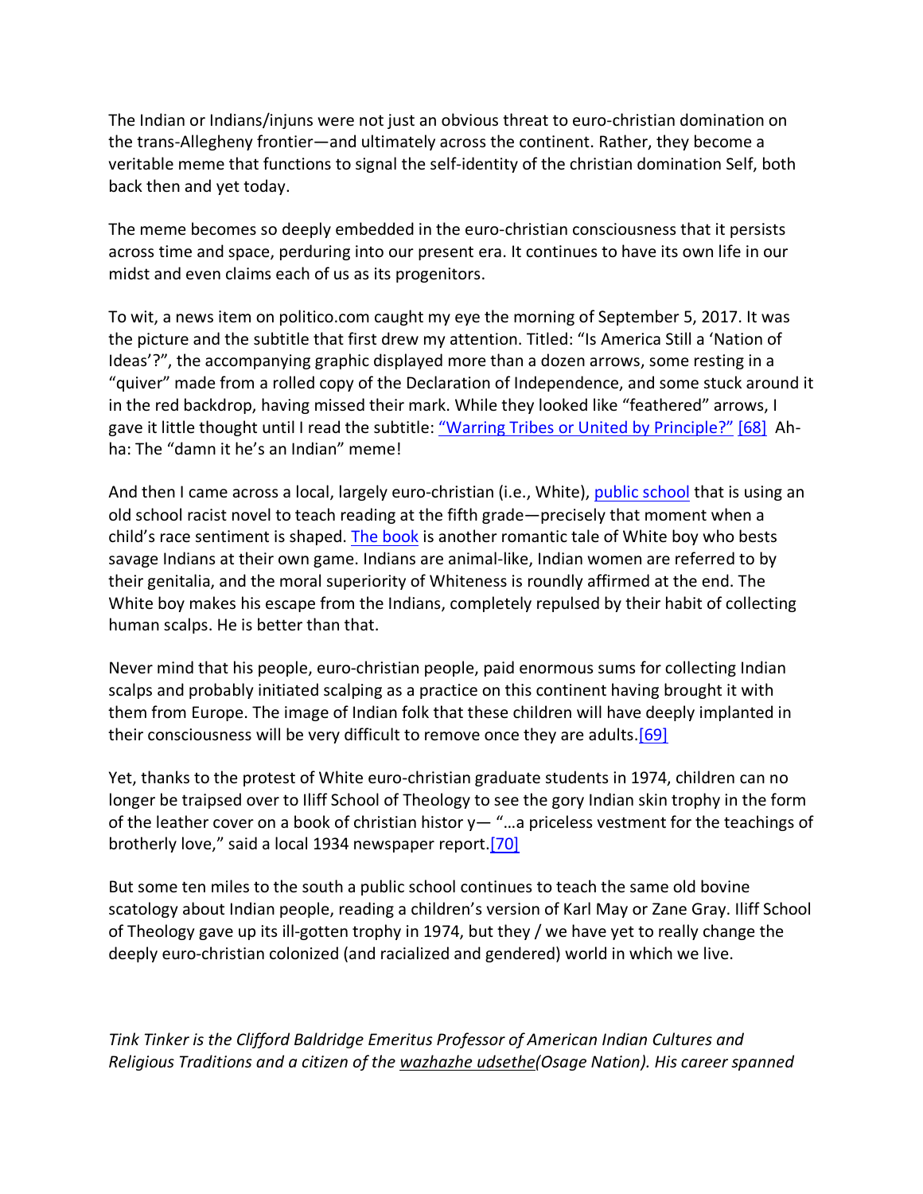The Indian or Indians/injuns were not just an obvious threat to euro-christian domination on the trans-Allegheny frontier—and ultimately across the continent. Rather, they become a veritable meme that functions to signal the self-identity of the christian domination Self, both back then and yet today.

The meme becomes so deeply embedded in the euro-christian consciousness that it persists across time and space, perduring into our present era. It continues to have its own life in our midst and even claims each of us as its progenitors.

To wit, a news item on politico.com caught my eye the morning of September 5, 2017. It was the picture and the subtitle that first drew my attention. Titled: "Is America Still a 'Nation of Ideas'?", the accompanying graphic displayed more than a dozen arrows, some resting in a "quiver" made from a rolled copy of the Declaration of Independence, and some stuck around it in the red backdrop, having missed their mark. While they looked like "feathered" arrows, I gave it little thought until I read the subtitle: "Warring Tribes or United by Principle?" [68] Ah-ha: The "damn it he's an Indian" meme!

And then I came across a local, largely euro-christian (i.e., White), public school that is using an old school racist novel to teach reading at the fifth grade—precisely that moment when a child's race sentiment is shaped. The book is another romantic tale of White boy who bests savage Indians at their own game. Indians are animal-like, Indian women are referred to by their genitalia, and the moral superiority of Whiteness is roundly affirmed at the end. The White boy makes his escape from the Indians, completely repulsed by their habit of collecting human scalps. He is better than that.

Never mind that his people, euro-christian people, paid enormous sums for collecting Indian scalps and probably initiated scalping as a practice on this continent having brought it with them from Europe. The image of Indian folk that these children will have deeply implanted in their consciousness will be very difficult to remove once they are adults.[69]

Yet, thanks to the protest of White euro-christian graduate students in 1974, children can no longer be traipsed over to Iliff School of Theology to see the gory Indian skin trophy in the form of the leather cover on a book of christian histor y— "…a priceless vestment for the teachings of brotherly love," said a local 1934 newspaper report.[70]

But some ten miles to the south a public school continues to teach the same old bovine scatology about Indian people, reading a children's version of Karl May or Zane Gray. Iliff School of Theology gave up its ill-gotten trophy in 1974, but they / we have yet to really change the deeply euro-christian colonized (and racialized and gendered) world in which we live.

*Tink Tinker is the Clifford Baldridge Emeritus Professor of American Indian Cultures and Religious Traditions and a citizen of the wazhazhe udsethe(Osage Nation). His career spanned*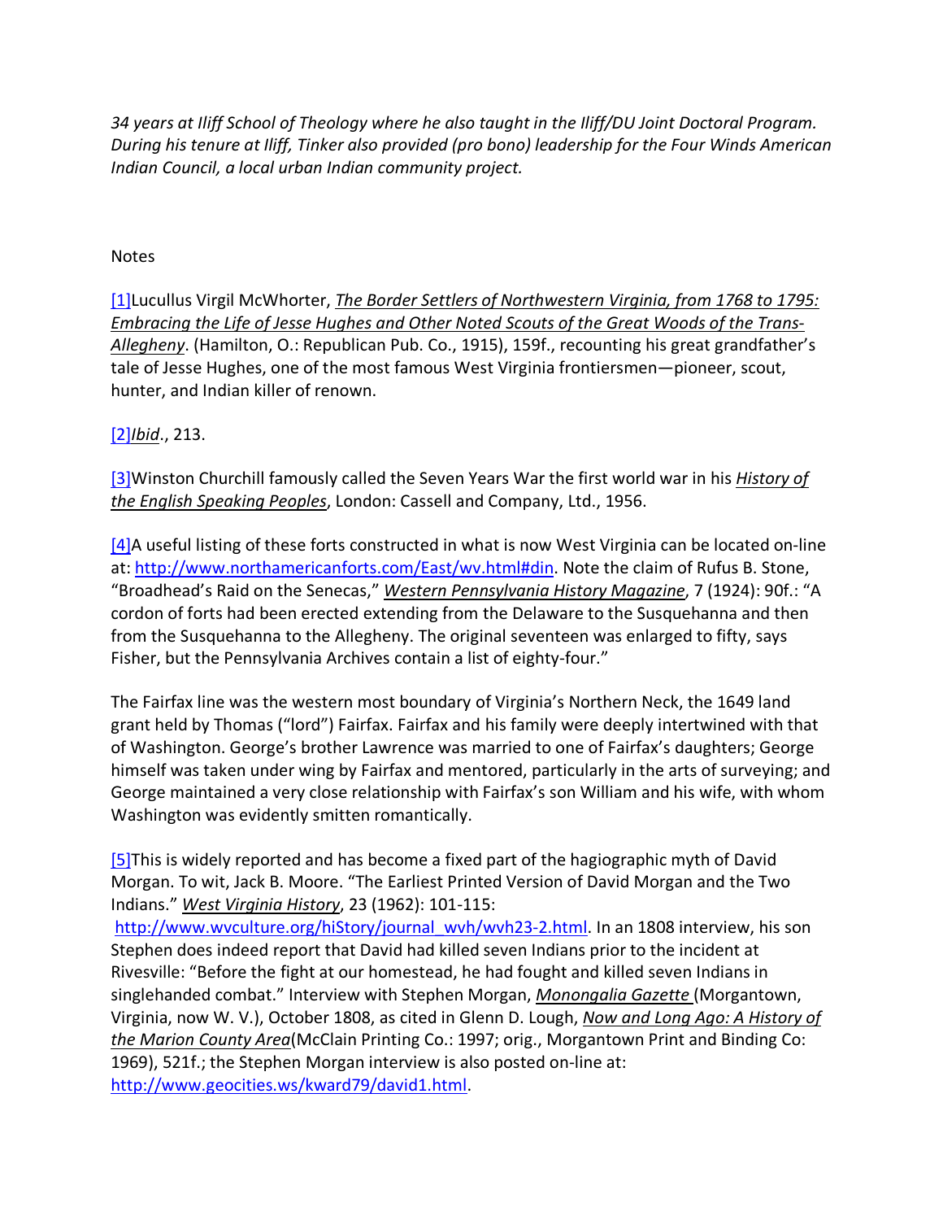*34 years at Iliff School of Theology where he also taught in the Iliff/DU Joint Doctoral Program. During his tenure at Iliff, Tinker also provided (pro bono) leadership for the Four Winds American Indian Council, a local urban Indian community project.*

Notes

[1]Lucullus Virgil McWhorter, *The Border Settlers of Northwestern Virginia, from 1768 to 1795: Embracing the Life of Jesse Hughes and Other Noted Scouts of the Great Woods of the Trans-Allegheny*. (Hamilton, O.: Republican Pub. Co., 1915), 159f., recounting his great grandfather's tale of Jesse Hughes, one of the most famous West Virginia frontiersmen—pioneer, scout, hunter, and Indian killer of renown.

[2]*Ibid*., 213.

[3]Winston Churchill famously called the Seven Years War the first world war in his *History of the English Speaking Peoples*, London: Cassell and Company, Ltd., 1956.

[4]A useful listing of these forts constructed in what is now West Virginia can be located on-line at: http://www.northamericanforts.com/East/wv.html#din. Note the claim of Rufus B. Stone, "Broadhead's Raid on the Senecas," *Western Pennsylvania History Magazine*, 7 (1924): 90f.: "A cordon of forts had been erected extending from the Delaware to the Susquehanna and then from the Susquehanna to the Allegheny. The original seventeen was enlarged to fifty, says Fisher, but the Pennsylvania Archives contain a list of eighty-four."

The Fairfax line was the western most boundary of Virginia's Northern Neck, the 1649 land grant held by Thomas ("lord") Fairfax. Fairfax and his family were deeply intertwined with that of Washington. George's brother Lawrence was married to one of Fairfax's daughters; George himself was taken under wing by Fairfax and mentored, particularly in the arts of surveying; and George maintained a very close relationship with Fairfax's son William and his wife, with whom Washington was evidently smitten romantically.

[5]This is widely reported and has become a fixed part of the hagiographic myth of David Morgan. To wit, Jack B. Moore. "The Earliest Printed Version of David Morgan and the Two Indians." *West Virginia History*, 23 (1962): 101-115: http://www.wvculture.org/hiStory/journal_wvh/wvh23-2.html. In an 1808 interview, his son Stephen does indeed report that David had killed seven Indians prior to the incident at Rivesville: "Before the fight at our homestead, he had fought and killed seven Indians in singlehanded combat." Interview with Stephen Morgan, *Monongalia Gazette* (Morgantown, Virginia, now W. V.), October 1808, as cited in Glenn D. Lough, *Now and Long Ago: A History of the Marion County Area*(McClain Printing Co.: 1997; orig., Morgantown Print and Binding Co: 1969), 521f.; the Stephen Morgan interview is also posted on-line at: http://www.geocities.ws/kward79/david1.html.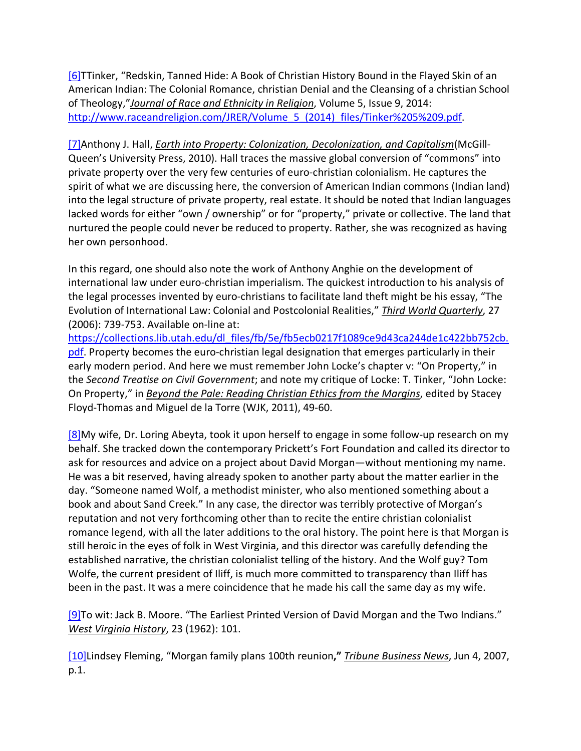[6]TTinker, “Redskin, Tanned Hide: A Book of Christian History Bound in the Flayed Skin of an American Indian: The Colonial Romance, christian Denial and the Cleansing of a christian School of Theology,”*Journal of Race and Ethnicity in Religion*, Volume 5, Issue 9, 2014: http://www.raceandreligion.com/JRER/Volume_5_(2014)_files/Tinker%205%209.pdf.

[7]Anthony J. Hall, *Earth into Property: Colonization, Decolonization, and Capitalism*(McGill-Queen’s University Press, 2010). Hall traces the massive global conversion of “commons” into private property over the very few centuries of euro-christian colonialism. He captures the spirit of what we are discussing here, the conversion of American Indian commons (Indian land) into the legal structure of private property, real estate. It should be noted that Indian languages lacked words for either “own / ownership” or for “property,” private or collective. The land that nurtured the people could never be reduced to property. Rather, she was recognized as having her own personhood.

In this regard, one should also note the work of Anthony Anghie on the development of international law under euro-christian imperialism. The quickest introduction to his analysis of the legal processes invented by euro-christians to facilitate land theft might be his essay, “The Evolution of International Law: Colonial and Postcolonial Realities,” *Third World Quarterly*, 27 (2006): 739-753. Available on-line at: https://collections.lib.utah.edu/dl_files/fb/5e/fb5ecb0217f1089ce9d43ca244de1c422bb752cb.pdf. Property becomes the euro-christian legal designation that emerges particularly in their early modern period. And here we must remember John Locke’s chapter v: “On Property,” in the *Second Treatise on Civil Government*; and note my critique of Locke: T. Tinker, “John Locke: On Property,” in *Beyond the Pale: Reading Christian Ethics from the Margins*, edited by Stacey Floyd-Thomas and Miguel de la Torre (WJK, 2011), 49-60.

[8]My wife, Dr. Loring Abeyta, took it upon herself to engage in some follow-up research on my behalf. She tracked down the contemporary Prickett’s Fort Foundation and called its director to ask for resources and advice on a project about David Morgan—without mentioning my name. He was a bit reserved, having already spoken to another party about the matter earlier in the day. “Someone named Wolf, a methodist minister, who also mentioned something about a book and about Sand Creek.” In any case, the director was terribly protective of Morgan’s reputation and not very forthcoming other than to recite the entire christian colonialist romance legend, with all the later additions to the oral history. The point here is that Morgan is still heroic in the eyes of folk in West Virginia, and this director was carefully defending the established narrative, the christian colonialist telling of the history. And the Wolf guy? Tom Wolfe, the current president of Iliff, is much more committed to transparency than Iliff has been in the past. It was a mere coincidence that he made his call the same day as my wife.

[9]To wit: Jack B. Moore. “The Earliest Printed Version of David Morgan and the Two Indians.” *West Virginia History*, 23 (1962): 101.

[10]Lindsey Fleming, “Morgan family plans 100th reunion**,”** *Tribune Business News*, Jun 4, 2007, p.1.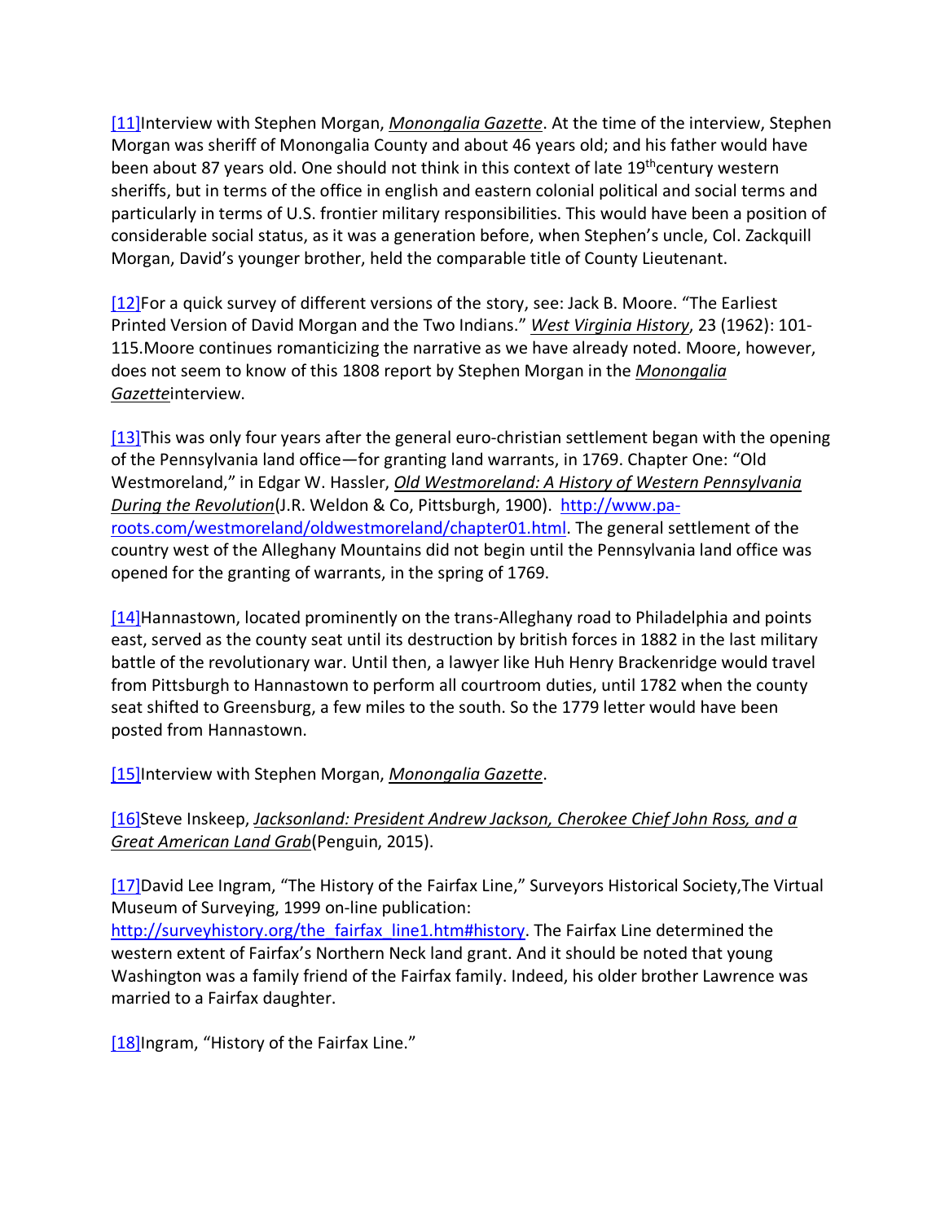[11]Interview with Stephen Morgan, *Monongalia Gazette*. At the time of the interview, Stephen Morgan was sheriff of Monongalia County and about 46 years old; and his father would have been about 87 years old. One should not think in this context of late 19thcentury western sheriffs, but in terms of the office in english and eastern colonial political and social terms and particularly in terms of U.S. frontier military responsibilities. This would have been a position of considerable social status, as it was a generation before, when Stephen's uncle, Col. Zackquill Morgan, David's younger brother, held the comparable title of County Lieutenant.

[12]For a quick survey of different versions of the story, see: Jack B. Moore. "The Earliest Printed Version of David Morgan and the Two Indians." *West Virginia History*, 23 (1962): 101-115.Moore continues romanticizing the narrative as we have already noted. Moore, however, does not seem to know of this 1808 report by Stephen Morgan in the *Monongalia Gazette*interview.

[13]This was only four years after the general euro-christian settlement began with the opening of the Pennsylvania land office—for granting land warrants, in 1769. Chapter One: "Old Westmoreland," in Edgar W. Hassler, *Old Westmoreland: A History of Western Pennsylvania During the Revolution*(J.R. Weldon & Co, Pittsburgh, 1900). http://www.pa-roots.com/westmoreland/oldwestmoreland/chapter01.html. The general settlement of the country west of the Alleghany Mountains did not begin until the Pennsylvania land office was opened for the granting of warrants, in the spring of 1769.

[14]Hannastown, located prominently on the trans-Alleghany road to Philadelphia and points east, served as the county seat until its destruction by british forces in 1882 in the last military battle of the revolutionary war. Until then, a lawyer like Huh Henry Brackenridge would travel from Pittsburgh to Hannastown to perform all courtroom duties, until 1782 when the county seat shifted to Greensburg, a few miles to the south. So the 1779 letter would have been posted from Hannastown.

[15]Interview with Stephen Morgan, *Monongalia Gazette*.

[16]Steve Inskeep, *Jacksonland: President Andrew Jackson, Cherokee Chief John Ross, and a Great American Land Grab*(Penguin, 2015).

[17]David Lee Ingram, "The History of the Fairfax Line," Surveyors Historical Society,The Virtual Museum of Surveying, 1999 on-line publication: http://surveyhistory.org/the_fairfax_line1.htm#history. The Fairfax Line determined the western extent of Fairfax's Northern Neck land grant. And it should be noted that young Washington was a family friend of the Fairfax family. Indeed, his older brother Lawrence was married to a Fairfax daughter.

[18]Ingram, "History of the Fairfax Line."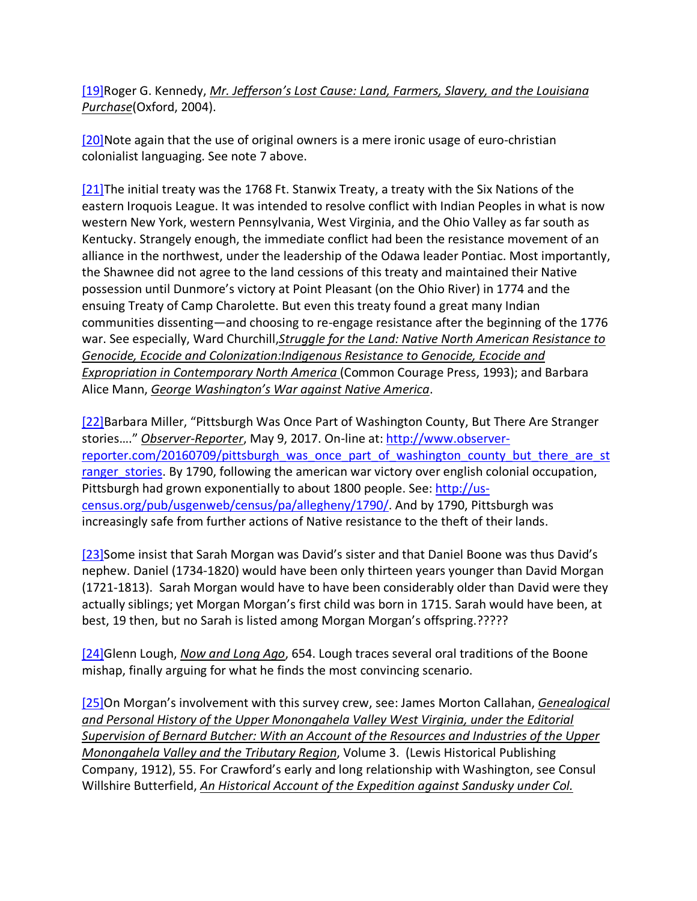[19]Roger G. Kennedy, *Mr. Jefferson's Lost Cause: Land, Farmers, Slavery, and the Louisiana Purchase*(Oxford, 2004).

[20]Note again that the use of original owners is a mere ironic usage of euro-christian colonialist languaging. See note 7 above.

[21]The initial treaty was the 1768 Ft. Stanwix Treaty, a treaty with the Six Nations of the eastern Iroquois League. It was intended to resolve conflict with Indian Peoples in what is now western New York, western Pennsylvania, West Virginia, and the Ohio Valley as far south as Kentucky. Strangely enough, the immediate conflict had been the resistance movement of an alliance in the northwest, under the leadership of the Odawa leader Pontiac. Most importantly, the Shawnee did not agree to the land cessions of this treaty and maintained their Native possession until Dunmore's victory at Point Pleasant (on the Ohio River) in 1774 and the ensuing Treaty of Camp Charolette. But even this treaty found a great many Indian communities dissenting—and choosing to re-engage resistance after the beginning of the 1776 war. See especially, Ward Churchill,*Struggle for the Land: Native North American Resistance to Genocide, Ecocide and Colonization:Indigenous Resistance to Genocide, Ecocide and Expropriation in Contemporary North America* (Common Courage Press, 1993); and Barbara Alice Mann, *George Washington's War against Native America*.

[22]Barbara Miller, "Pittsburgh Was Once Part of Washington County, But There Are Stranger stories…." *Observer-Reporter*, May 9, 2017. On-line at: http://www.observer-reporter.com/20160709/pittsburgh_was_once_part_of_washington_county_but_there_are_stranger_stories. By 1790, following the american war victory over english colonial occupation, Pittsburgh had grown exponentially to about 1800 people. See: http://us-census.org/pub/usgenweb/census/pa/allegheny/1790/. And by 1790, Pittsburgh was increasingly safe from further actions of Native resistance to the theft of their lands.

[23]Some insist that Sarah Morgan was David's sister and that Daniel Boone was thus David's nephew. Daniel (1734-1820) would have been only thirteen years younger than David Morgan (1721-1813). Sarah Morgan would have to have been considerably older than David were they actually siblings; yet Morgan Morgan's first child was born in 1715. Sarah would have been, at best, 19 then, but no Sarah is listed among Morgan Morgan's offspring.?????

[24]Glenn Lough, *Now and Long Ago*, 654. Lough traces several oral traditions of the Boone mishap, finally arguing for what he finds the most convincing scenario.

[25]On Morgan's involvement with this survey crew, see: James Morton Callahan, *Genealogical and Personal History of the Upper Monongahela Valley West Virginia, under the Editorial Supervision of Bernard Butcher: With an Account of the Resources and Industries of the Upper Monongahela Valley and the Tributary Region*, Volume 3. (Lewis Historical Publishing Company, 1912), 55. For Crawford's early and long relationship with Washington, see Consul Willshire Butterfield, *An Historical Account of the Expedition against Sandusky under Col.*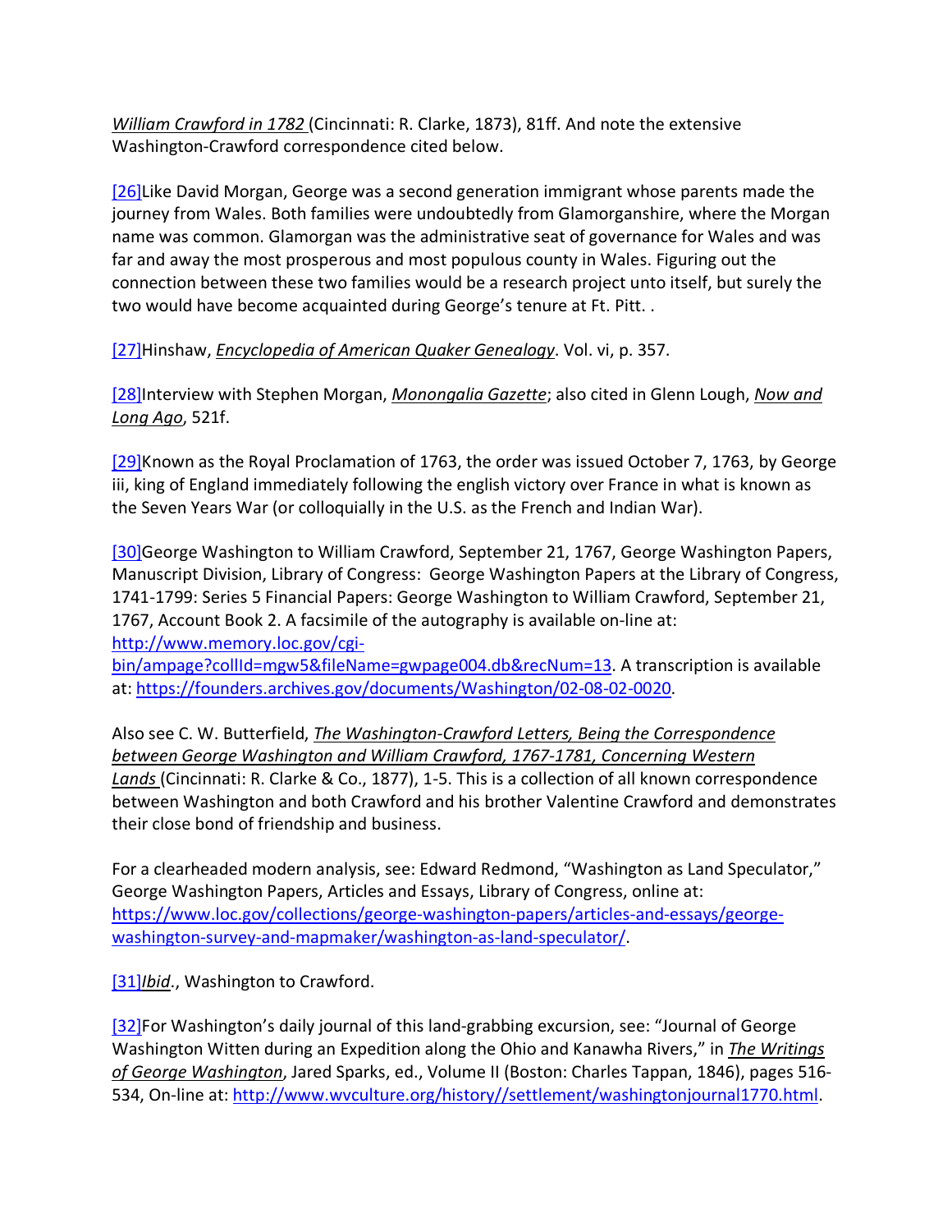*William Crawford in 1782* (Cincinnati: R. Clarke, 1873), 81ff. And note the extensive Washington-Crawford correspondence cited below.

[26]Like David Morgan, George was a second generation immigrant whose parents made the journey from Wales. Both families were undoubtedly from Glamorganshire, where the Morgan name was common. Glamorgan was the administrative seat of governance for Wales and was far and away the most prosperous and most populous county in Wales. Figuring out the connection between these two families would be a research project unto itself, but surely the two would have become acquainted during George's tenure at Ft. Pitt. .

[27]Hinshaw, *Encyclopedia of American Quaker Genealogy*. Vol. vi, p. 357.

[28]Interview with Stephen Morgan, *Monongalia Gazette*; also cited in Glenn Lough, *Now and Long Ago*, 521f.

[29]Known as the Royal Proclamation of 1763, the order was issued October 7, 1763, by George iii, king of England immediately following the english victory over France in what is known as the Seven Years War (or colloquially in the U.S. as the French and Indian War).

[30]George Washington to William Crawford, September 21, 1767, George Washington Papers, Manuscript Division, Library of Congress: George Washington Papers at the Library of Congress, 1741-1799: Series 5 Financial Papers: George Washington to William Crawford, September 21, 1767, Account Book 2. A facsimile of the autography is available on-line at: http://www.memory.loc.gov/cgi-bin/ampage?collId=mgw5&fileName=gwpage004.db&recNum=13. A transcription is available at: https://founders.archives.gov/documents/Washington/02-08-02-0020.

Also see C. W. Butterfield, *The Washington-Crawford Letters, Being the Correspondence between George Washington and William Crawford, 1767-1781, Concerning Western Lands* (Cincinnati: R. Clarke & Co., 1877), 1-5. This is a collection of all known correspondence between Washington and both Crawford and his brother Valentine Crawford and demonstrates their close bond of friendship and business.

For a clearheaded modern analysis, see: Edward Redmond, "Washington as Land Speculator," George Washington Papers, Articles and Essays, Library of Congress, online at: https://www.loc.gov/collections/george-washington-papers/articles-and-essays/george-washington-survey-and-mapmaker/washington-as-land-speculator/.

[31]*Ibid*., Washington to Crawford.

[32]For Washington's daily journal of this land-grabbing excursion, see: "Journal of George Washington Witten during an Expedition along the Ohio and Kanawha Rivers," in *The Writings of George Washington*, Jared Sparks, ed., Volume II (Boston: Charles Tappan, 1846), pages 516-534, On-line at: http://www.wvculture.org/history//settlement/washingtonjournal1770.html.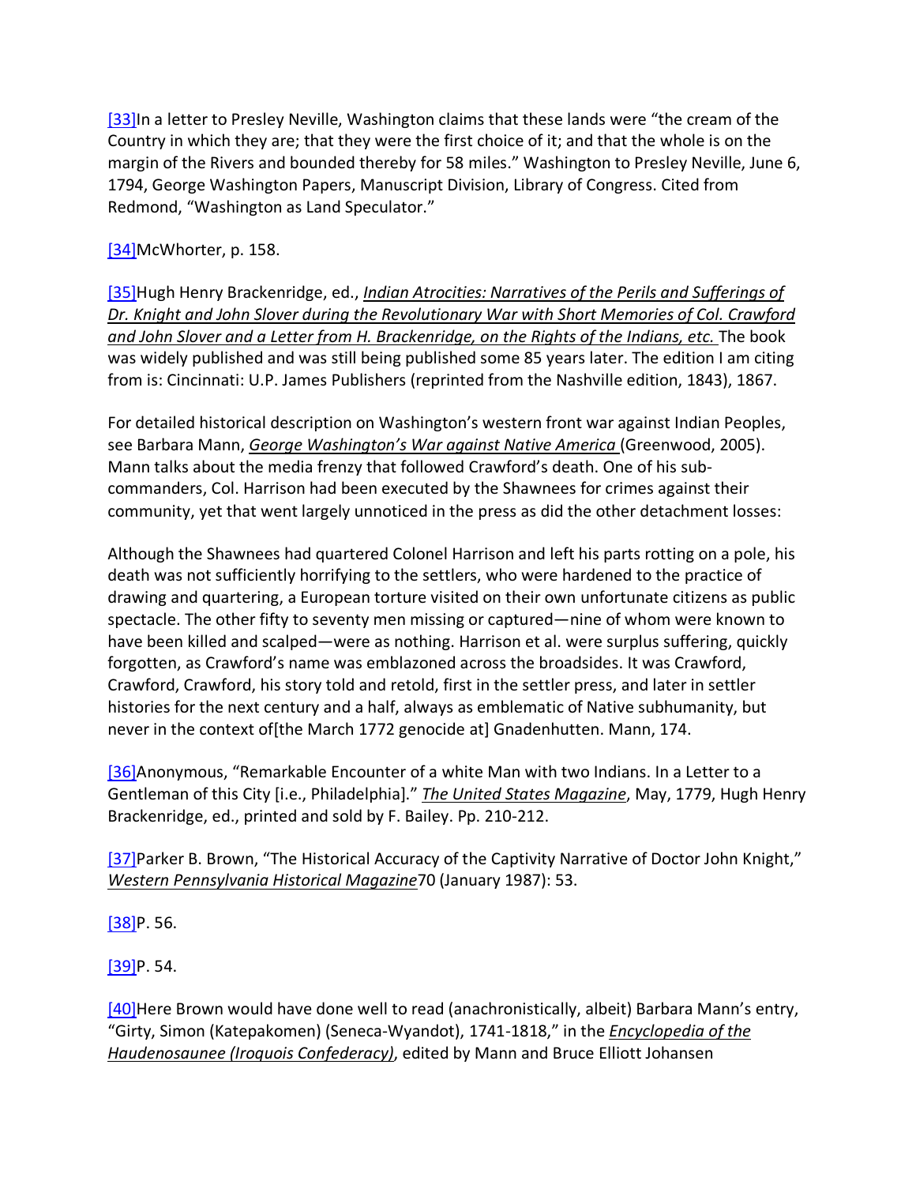[33]In a letter to Presley Neville, Washington claims that these lands were "the cream of the Country in which they are; that they were the first choice of it; and that the whole is on the margin of the Rivers and bounded thereby for 58 miles." Washington to Presley Neville, June 6, 1794, George Washington Papers, Manuscript Division, Library of Congress. Cited from Redmond, "Washington as Land Speculator."

[34]McWhorter, p. 158.

[35]Hugh Henry Brackenridge, ed., *Indian Atrocities: Narratives of the Perils and Sufferings of Dr. Knight and John Slover during the Revolutionary War with Short Memories of Col. Crawford and John Slover and a Letter from H. Brackenridge, on the Rights of the Indians, etc.* The book was widely published and was still being published some 85 years later. The edition I am citing from is: Cincinnati: U.P. James Publishers (reprinted from the Nashville edition, 1843), 1867.

For detailed historical description on Washington's western front war against Indian Peoples, see Barbara Mann, *George Washington's War against Native America* (Greenwood, 2005). Mann talks about the media frenzy that followed Crawford's death. One of his sub-commanders, Col. Harrison had been executed by the Shawnees for crimes against their community, yet that went largely unnoticed in the press as did the other detachment losses:

Although the Shawnees had quartered Colonel Harrison and left his parts rotting on a pole, his death was not sufficiently horrifying to the settlers, who were hardened to the practice of drawing and quartering, a European torture visited on their own unfortunate citizens as public spectacle. The other fifty to seventy men missing or captured—nine of whom were known to have been killed and scalped—were as nothing. Harrison et al. were surplus suffering, quickly forgotten, as Crawford's name was emblazoned across the broadsides. It was Crawford, Crawford, Crawford, his story told and retold, first in the settler press, and later in settler histories for the next century and a half, always as emblematic of Native subhumanity, but never in the context of[the March 1772 genocide at] Gnadenhutten. Mann, 174.

[36]Anonymous, "Remarkable Encounter of a white Man with two Indians. In a Letter to a Gentleman of this City [i.e., Philadelphia]." *The United States Magazine*, May, 1779, Hugh Henry Brackenridge, ed., printed and sold by F. Bailey. Pp. 210-212.

[37]Parker B. Brown, "The Historical Accuracy of the Captivity Narrative of Doctor John Knight," *Western Pennsylvania Historical Magazine*70 (January 1987): 53.

[38]P. 56.

[39]P. 54.

[40]Here Brown would have done well to read (anachronistically, albeit) Barbara Mann's entry, "Girty, Simon (Katepakomen) (Seneca-Wyandot), 1741-1818," in the *Encyclopedia of the Haudenosaunee (Iroquois Confederacy)*, edited by Mann and Bruce Elliott Johansen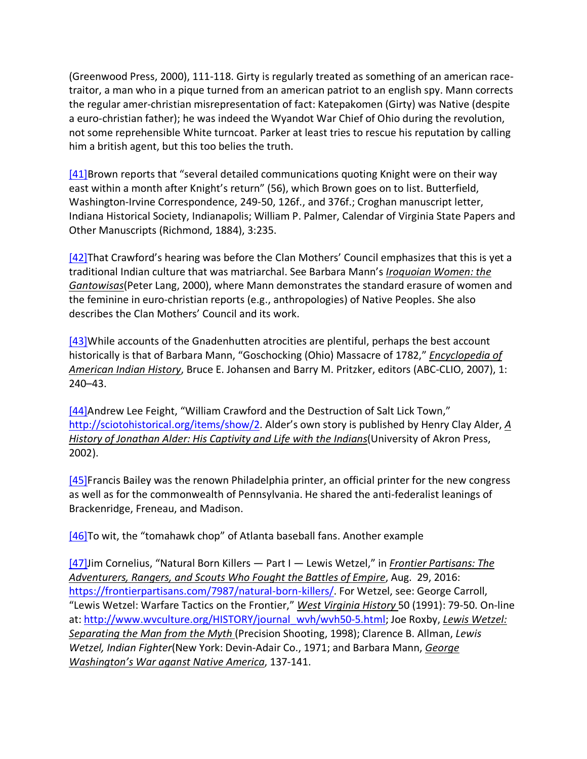(Greenwood Press, 2000), 111-118. Girty is regularly treated as something of an american race-traitor, a man who in a pique turned from an american patriot to an english spy. Mann corrects the regular amer-christian misrepresentation of fact: Katepakomen (Girty) was Native (despite a euro-christian father); he was indeed the Wyandot War Chief of Ohio during the revolution, not some reprehensible White turncoat. Parker at least tries to rescue his reputation by calling him a british agent, but this too belies the truth.

[41]Brown reports that "several detailed communications quoting Knight were on their way east within a month after Knight's return" (56), which Brown goes on to list. Butterfield, Washington-Irvine Correspondence, 249-50, 126f., and 376f.; Croghan manuscript letter, Indiana Historical Society, Indianapolis; William P. Palmer, Calendar of Virginia State Papers and Other Manuscripts (Richmond, 1884), 3:235.

[42]That Crawford's hearing was before the Clan Mothers' Council emphasizes that this is yet a traditional Indian culture that was matriarchal. See Barbara Mann's *Iroquoian Women: the Gantowisas*(Peter Lang, 2000), where Mann demonstrates the standard erasure of women and the feminine in euro-christian reports (e.g., anthropologies) of Native Peoples. She also describes the Clan Mothers' Council and its work.

[43]While accounts of the Gnadenhutten atrocities are plentiful, perhaps the best account historically is that of Barbara Mann, "Goschocking (Ohio) Massacre of 1782," *Encyclopedia of American Indian History*, Bruce E. Johansen and Barry M. Pritzker, editors (ABC-CLIO, 2007), 1: 240–43.

[44]Andrew Lee Feight, "William Crawford and the Destruction of Salt Lick Town," http://sciotohistorical.org/items/show/2. Alder's own story is published by Henry Clay Alder, *A History of Jonathan Alder: His Captivity and Life with the Indians*(University of Akron Press, 2002).

[45]Francis Bailey was the renown Philadelphia printer, an official printer for the new congress as well as for the commonwealth of Pennsylvania. He shared the anti-federalist leanings of Brackenridge, Freneau, and Madison.

[46]To wit, the "tomahawk chop" of Atlanta baseball fans. Another example

[47]Jim Cornelius, "Natural Born Killers — Part I — Lewis Wetzel," in *Frontier Partisans: The Adventurers, Rangers, and Scouts Who Fought the Battles of Empire*, Aug. 29, 2016: https://frontierpartisans.com/7987/natural-born-killers/. For Wetzel, see: George Carroll, "Lewis Wetzel: Warfare Tactics on the Frontier," *West Virginia History* 50 (1991): 79-50. On-line at: http://www.wvculture.org/HISTORY/journal_wvh/wvh50-5.html; Joe Roxby, *Lewis Wetzel: Separating the Man from the Myth* (Precision Shooting, 1998); Clarence B. Allman, *Lewis Wetzel, Indian Fighter*(New York: Devin-Adair Co., 1971; and Barbara Mann, *George Washington's War aganst Native America*, 137-141.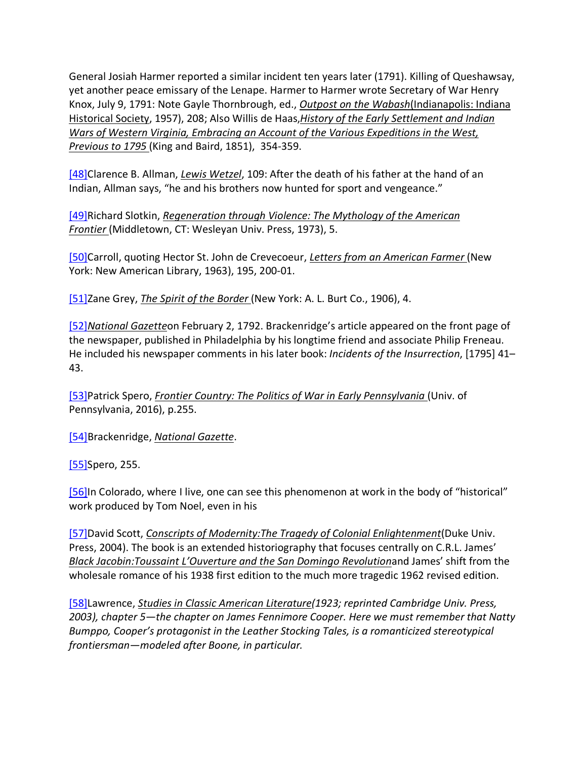General Josiah Harmer reported a similar incident ten years later (1791). Killing of Queshawsay, yet another peace emissary of the Lenape. Harmer to Harmer wrote Secretary of War Henry Knox, July 9, 1791: Note Gayle Thornbrough, ed., *Outpost on the Wabash*(Indianapolis: Indiana Historical Society, 1957), 208; Also Willis de Haas,*History of the Early Settlement and Indian Wars of Western Virginia, Embracing an Account of the Various Expeditions in the West, Previous to 1795* (King and Baird, 1851), 354-359.

[48]Clarence B. Allman, *Lewis Wetzel*, 109: After the death of his father at the hand of an Indian, Allman says, "he and his brothers now hunted for sport and vengeance."

[49]Richard Slotkin, *Regeneration through Violence: The Mythology of the American Frontier* (Middletown, CT: Wesleyan Univ. Press, 1973), 5.

[50]Carroll, quoting Hector St. John de Crevecoeur, *Letters from an American Farmer* (New York: New American Library, 1963), 195, 200-01.

[51]Zane Grey, *The Spirit of the Border* (New York: A. L. Burt Co., 1906), 4.

[52]*National Gazette*on February 2, 1792. Brackenridge's article appeared on the front page of the newspaper, published in Philadelphia by his longtime friend and associate Philip Freneau. He included his newspaper comments in his later book: *Incidents of the Insurrection*, [1795] 41–43.

[53]Patrick Spero, *Frontier Country: The Politics of War in Early Pennsylvania* (Univ. of Pennsylvania, 2016), p.255.

[54]Brackenridge, *National Gazette*.

[55]Spero, 255.

[56]In Colorado, where I live, one can see this phenomenon at work in the body of "historical" work produced by Tom Noel, even in his

[57]David Scott, *Conscripts of Modernity:The Tragedy of Colonial Enlightenment*(Duke Univ. Press, 2004). The book is an extended historiography that focuses centrally on C.R.L. James' *Black Jacobin:Toussaint L'Ouverture and the San Domingo Revolution*and James' shift from the wholesale romance of his 1938 first edition to the much more tragedic 1962 revised edition.

[58]Lawrence, *Studies in Classic American Literature(1923; reprinted Cambridge Univ. Press, 2003), chapter 5—the chapter on James Fennimore Cooper. Here we must remember that Natty Bumppo, Cooper's protagonist in the Leather Stocking Tales, is a romanticized stereotypical frontiersman—modeled after Boone, in particular.*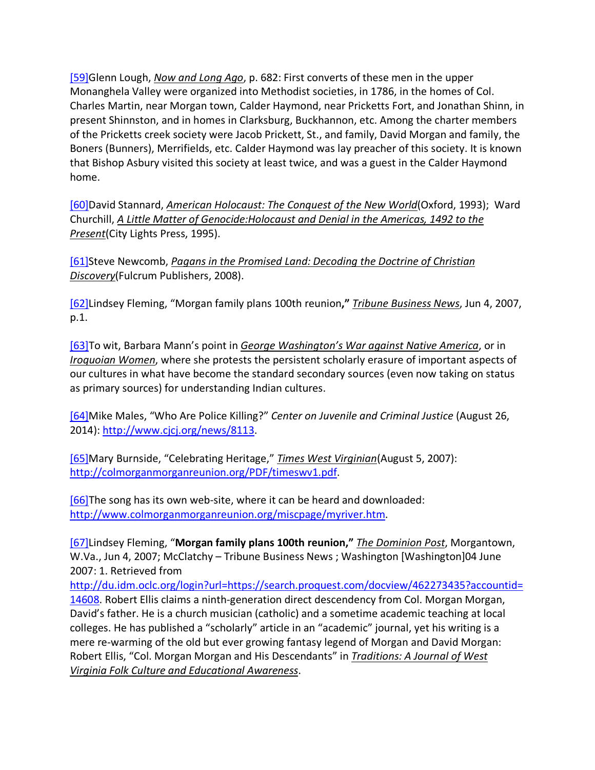[59]Glenn Lough, *Now and Long Ago*, p. 682: First converts of these men in the upper Monanghela Valley were organized into Methodist societies, in 1786, in the homes of Col. Charles Martin, near Morgan town, Calder Haymond, near Pricketts Fort, and Jonathan Shinn, in present Shinnston, and in homes in Clarksburg, Buckhannon, etc. Among the charter members of the Pricketts creek society were Jacob Prickett, St., and family, David Morgan and family, the Boners (Bunners), Merrifields, etc. Calder Haymond was lay preacher of this society. It is known that Bishop Asbury visited this society at least twice, and was a guest in the Calder Haymond home.

[60]David Stannard, *American Holocaust: The Conquest of the New World*(Oxford, 1993); Ward Churchill, *A Little Matter of Genocide:Holocaust and Denial in the Americas, 1492 to the Present*(City Lights Press, 1995).

[61]Steve Newcomb, *Pagans in the Promised Land: Decoding the Doctrine of Christian Discovery*(Fulcrum Publishers, 2008).

[62]Lindsey Fleming, "Morgan family plans 100th reunion**,"** *Tribune Business News*, Jun 4, 2007, p.1.

[63]To wit, Barbara Mann's point in *George Washington's War against Native America*, or in *Iroquoian Women*, where she protests the persistent scholarly erasure of important aspects of our cultures in what have become the standard secondary sources (even now taking on status as primary sources) for understanding Indian cultures.

[64]Mike Males, "Who Are Police Killing?" *Center on Juvenile and Criminal Justice* (August 26, 2014): http://www.cjcj.org/news/8113.

[65]Mary Burnside, "Celebrating Heritage," *Times West Virginian*(August 5, 2007): http://colmorganmorganreunion.org/PDF/timeswv1.pdf.

[66]The song has its own web-site, where it can be heard and downloaded: http://www.colmorganmorganreunion.org/miscpage/myriver.htm.

[67]Lindsey Fleming, "**Morgan family plans 100th reunion,"** *The Dominion Post*, Morgantown, W.Va., Jun 4, 2007; McClatchy – Tribune Business News ; Washington [Washington]04 June 2007: 1. Retrieved from http://du.idm.oclc.org/login?url=https://search.proquest.com/docview/462273435?accountid=14608. Robert Ellis claims a ninth-generation direct descendency from Col. Morgan Morgan, David's father. He is a church musician (catholic) and a sometime academic teaching at local colleges. He has published a "scholarly" article in an "academic" journal, yet his writing is a mere re-warming of the old but ever growing fantasy legend of Morgan and David Morgan: Robert Ellis, "Col. Morgan Morgan and His Descendants" in *Traditions: A Journal of West Virginia Folk Culture and Educational Awareness*.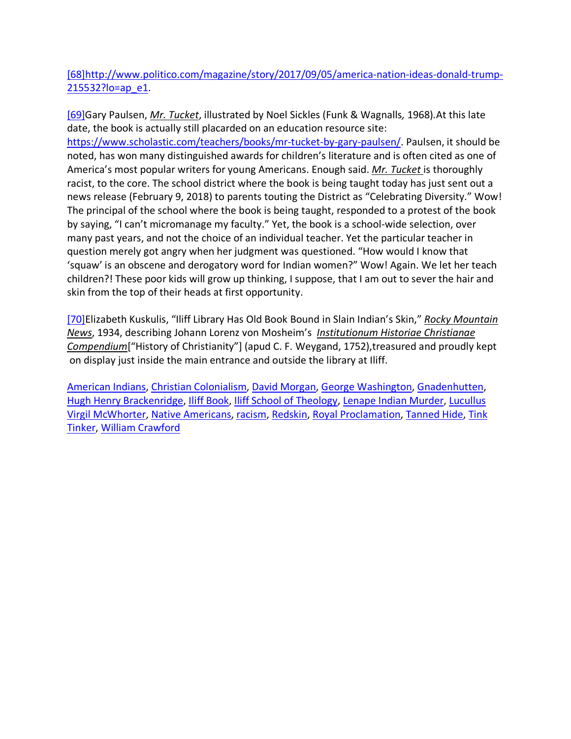[68]http://www.politico.com/magazine/story/2017/09/05/america-nation-ideas-donald-trump-215532?lo=ap_e1.

[69]Gary Paulsen, *Mr. Tucket*, illustrated by Noel Sickles (Funk & Wagnalls*,* 1968)*.*At this late date, the book is actually still placarded on an education resource site: https://www.scholastic.com/teachers/books/mr-tucket-by-gary-paulsen/. Paulsen, it should be noted, has won many distinguished awards for children's literature and is often cited as one of America's most popular writers for young Americans. Enough said. *Mr. Tucket* is thoroughly racist, to the core. The school district where the book is being taught today has just sent out a news release (February 9, 2018) to parents touting the District as "Celebrating Diversity." Wow! The principal of the school where the book is being taught, responded to a protest of the book by saying, "I can't micromanage my faculty." Yet, the book is a school-wide selection, over many past years, and not the choice of an individual teacher. Yet the particular teacher in question merely got angry when her judgment was questioned. "How would I know that 'squaw' is an obscene and derogatory word for Indian women?" Wow! Again. We let her teach children?! These poor kids will grow up thinking, I suppose, that I am out to sever the hair and skin from the top of their heads at first opportunity.

[70]Elizabeth Kuskulis, "Iliff Library Has Old Book Bound in Slain Indian's Skin," *Rocky Mountain News*, 1934, describing Johann Lorenz von Mosheim's *Institutionum Historiae Christianae Compendium*["History of Christianity"] (apud C. F. Weygand, 1752),treasured and proudly kept on display just inside the main entrance and outside the library at Iliff.

American Indians, Christian Colonialism, David Morgan, George Washington, Gnadenhutten, Hugh Henry Brackenridge, Iliff Book, Iliff School of Theology, Lenape Indian Murder, Lucullus Virgil McWhorter, Native Americans, racism, Redskin, Royal Proclamation, Tanned Hide, Tink Tinker, William Crawford